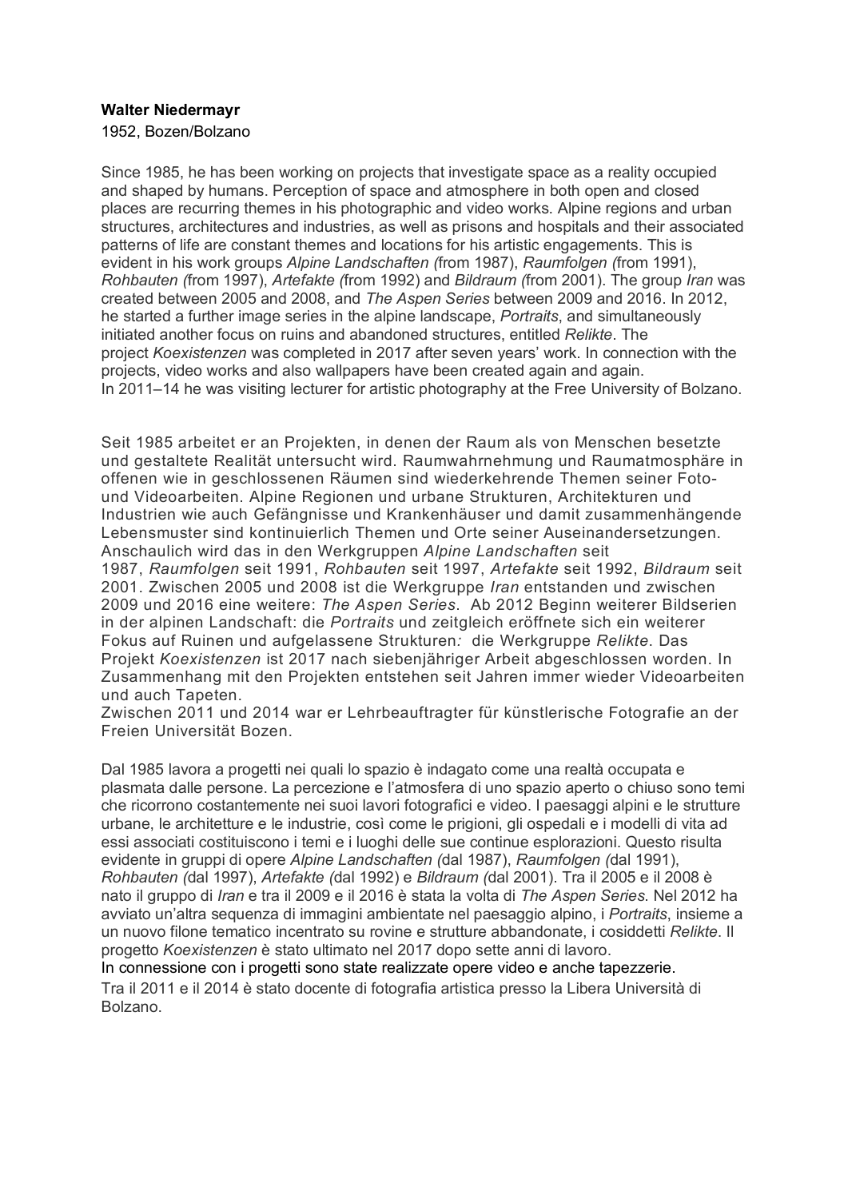**Walter Niedermayr**

1952, Bozen/Bolzano

Since 1985, he has been working on projects that investigate space as a reality occupied and shaped by humans. Perception of space and atmosphere in both open and closed places are recurring themes in his photographic and video works. Alpine regions and urban structures, architectures and industries, as well as prisons and hospitals and their associated patterns of life are constant themes and locations for his artistic engagements. This is evident in his work groups *Alpine Landschaften (*from 1987), *Raumfolgen (*from 1991), *Rohbauten (*from 1997), *Artefakte (*from 1992) and *Bildraum (*from 2001). The group *Iran* was created between 2005 and 2008, and *The Aspen Series* between 2009 and 2016. In 2012, he started a further image series in the alpine landscape, *Portraits*, and simultaneously initiated another focus on ruins and abandoned structures, entitled *Relikte*. The project *Koexistenzen* was completed in 2017 after seven years' work. In connection with the projects, video works and also wallpapers have been created again and again.
In 2011–14 he was visiting lecturer for artistic photography at the Free University of Bolzano.

Seit 1985 arbeitet er an Projekten, in denen der Raum als von Menschen besetzte und gestaltete Realität untersucht wird. Raumwahrnehmung und Raumatmosphäre in offenen wie in geschlossenen Räumen sind wiederkehrende Themen seiner Foto- und Videoarbeiten. Alpine Regionen und urbane Strukturen, Architekturen und Industrien wie auch Gefängnisse und Krankenhäuser und damit zusammenhängende Lebensmuster sind kontinuierlich Themen und Orte seiner Auseinandersetzungen. Anschaulich wird das in den Werkgruppen *Alpine Landschaften* seit 1987, *Raumfolgen* seit 1991, *Rohbauten* seit 1997, *Artefakte* seit 1992, *Bildraum* seit 2001. Zwischen 2005 und 2008 ist die Werkgruppe *Iran* entstanden und zwischen 2009 und 2016 eine weitere: *The Aspen Series*. Ab 2012 Beginn weiterer Bildserien in der alpinen Landschaft: die *Portraits* und zeitgleich eröffnete sich ein weiterer Fokus auf Ruinen und aufgelassene Strukturen*:* die Werkgruppe *Relikte*. Das Projekt *Koexistenzen* ist 2017 nach siebenjähriger Arbeit abgeschlossen worden. In Zusammenhang mit den Projekten entstehen seit Jahren immer wieder Videoarbeiten und auch Tapeten.
Zwischen 2011 und 2014 war er Lehrbeauftragter für künstlerische Fotografie an der Freien Universität Bozen.

Dal 1985 lavora a progetti nei quali lo spazio è indagato come una realtà occupata e plasmata dalle persone. La percezione e l'atmosfera di uno spazio aperto o chiuso sono temi che ricorrono costantemente nei suoi lavori fotografici e video. I paesaggi alpini e le strutture urbane, le architetture e le industrie, così come le prigioni, gli ospedali e i modelli di vita ad essi associati costituiscono i temi e i luoghi delle sue continue esplorazioni. Questo risulta evidente in gruppi di opere *Alpine Landschaften (*dal 1987), *Raumfolgen (*dal 1991), *Rohbauten (*dal 1997), *Artefakte (*dal 1992) e *Bildraum (*dal 2001). Tra il 2005 e il 2008 è nato il gruppo di *Iran* e tra il 2009 e il 2016 è stata la volta di *The Aspen Series*. Nel 2012 ha avviato un'altra sequenza di immagini ambientate nel paesaggio alpino, i *Portraits*, insieme a un nuovo filone tematico incentrato su rovine e strutture abbandonate, i cosiddetti *Relikte*. Il progetto *Koexistenzen* è stato ultimato nel 2017 dopo sette anni di lavoro.
In connessione con i progetti sono state realizzate opere video e anche tapezzerie.
Tra il 2011 e il 2014 è stato docente di fotografia artistica presso la Libera Università di Bolzano.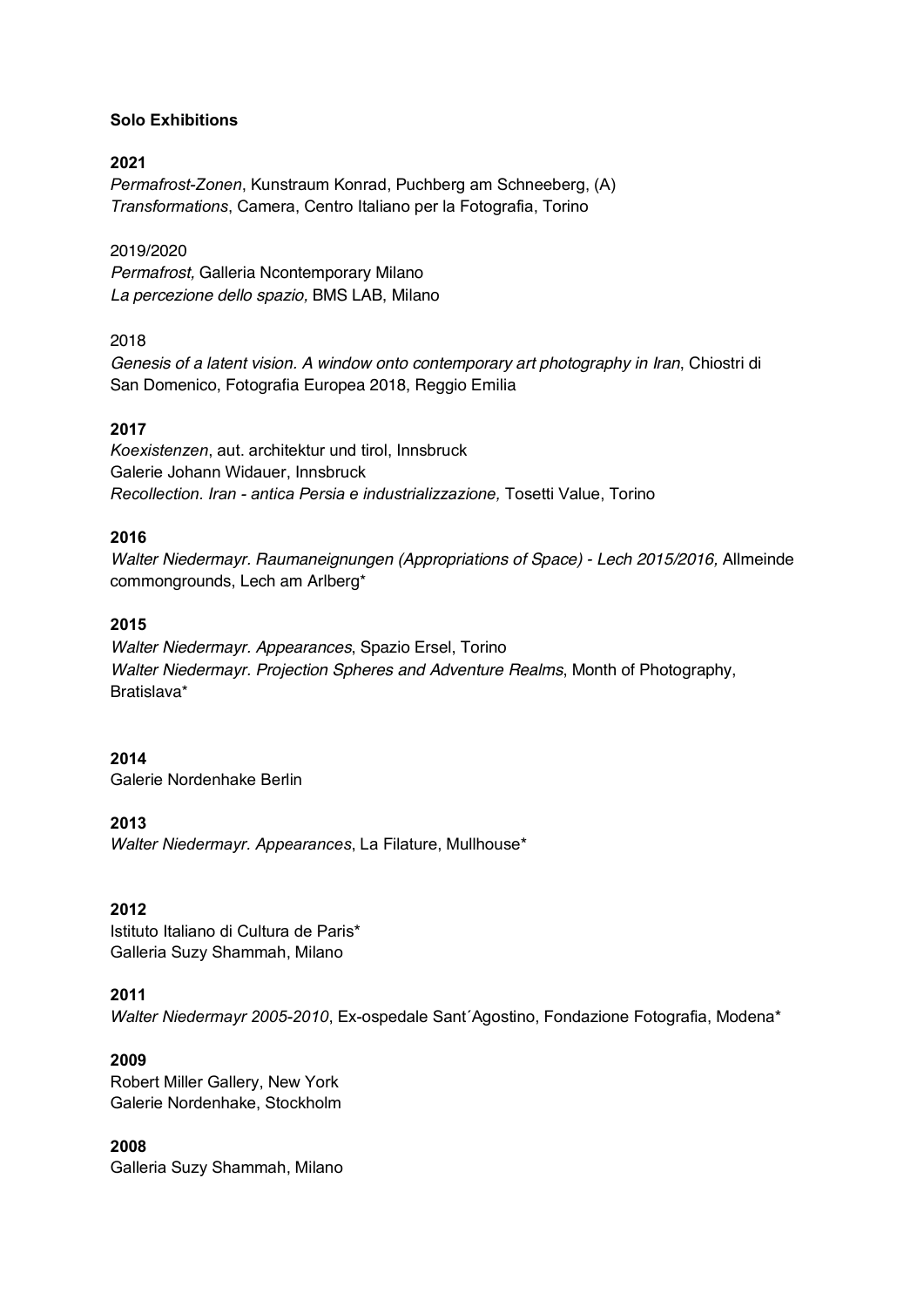**Solo Exhibitions**

**2021**

*Permafrost-Zonen*, Kunstraum Konrad, Puchberg am Schneeberg, (A)
*Transformations*, Camera, Centro Italiano per la Fotografia, Torino

2019/2020

*Permafrost,* Galleria Ncontemporary Milano
*La percezione dello spazio,* BMS LAB, Milano

2018

*Genesis of a latent vision. A window onto contemporary art photography in Iran*, Chiostri di San Domenico, Fotografia Europea 2018, Reggio Emilia

**2017**

*Koexistenzen*, aut. architektur und tirol, Innsbruck
Galerie Johann Widauer, Innsbruck
*Recollection. Iran - antica Persia e industrializzazione,* Tosetti Value, Torino

**2016**

*Walter Niedermayr. Raumaneignungen (Appropriations of Space) - Lech 2015/2016,* Allmeinde commongrounds, Lech am Arlberg*

**2015**

*Walter Niedermayr. Appearances*, Spazio Ersel, Torino
*Walter Niedermayr. Projection Spheres and Adventure Realms*, Month of Photography, Bratislava*

**2014**

Galerie Nordenhake Berlin

**2013**

*Walter Niedermayr. Appearances*, La Filature, Mullhouse*

**2012**

Istituto Italiano di Cultura de Paris*
Galleria Suzy Shammah, Milano

**2011**

*Walter Niedermayr 2005-2010*, Ex-ospedale Sant´Agostino, Fondazione Fotografia, Modena*

**2009**

Robert Miller Gallery, New York
Galerie Nordenhake, Stockholm

**2008**

Galleria Suzy Shammah, Milano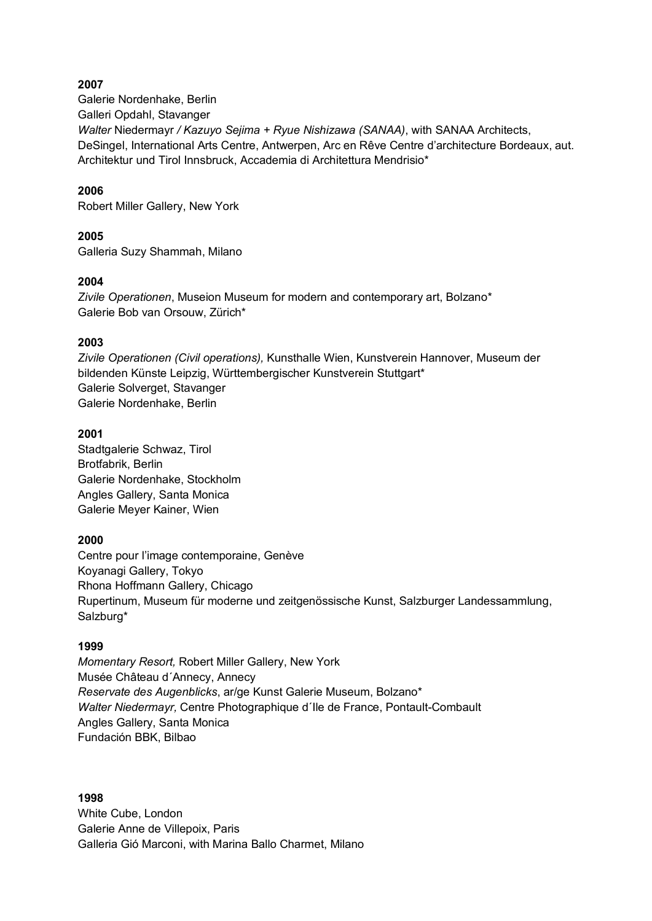**2007**
Galerie Nordenhake, Berlin
Galleri Opdahl, Stavanger
*Walter* Niedermayr */ Kazuyo Sejima + Ryue Nishizawa (SANAA)*, with SANAA Architects, DeSingel, International Arts Centre, Antwerpen, Arc en Rêve Centre d'architecture Bordeaux, aut. Architektur und Tirol Innsbruck, Accademia di Architettura Mendrisio*

**2006**
Robert Miller Gallery, New York

**2005**
Galleria Suzy Shammah, Milano

**2004**
*Zivile Operationen*, Museion Museum for modern and contemporary art, Bolzano*
Galerie Bob van Orsouw, Zürich*

**2003**
*Zivile Operationen (Civil operations),* Kunsthalle Wien, Kunstverein Hannover, Museum der bildenden Künste Leipzig, Württembergischer Kunstverein Stuttgart*
Galerie Solverget, Stavanger
Galerie Nordenhake, Berlin

**2001**
Stadtgalerie Schwaz, Tirol
Brotfabrik, Berlin
Galerie Nordenhake, Stockholm
Angles Gallery, Santa Monica
Galerie Meyer Kainer, Wien

**2000**
Centre pour l'image contemporaine, Genève
Koyanagi Gallery, Tokyo
Rhona Hoffmann Gallery, Chicago
Rupertinum, Museum für moderne und zeitgenössische Kunst, Salzburger Landessammlung, Salzburg*

**1999**
*Momentary Resort,* Robert Miller Gallery, New York
Musée Château d´Annecy, Annecy
*Reservate des Augenblicks*, ar/ge Kunst Galerie Museum, Bolzano*
*Walter Niedermayr,* Centre Photographique d´Ile de France, Pontault-Combault
Angles Gallery, Santa Monica
Fundación BBK, Bilbao

**1998**
White Cube, London
Galerie Anne de Villepoix, Paris
Galleria Gió Marconi, with Marina Ballo Charmet, Milano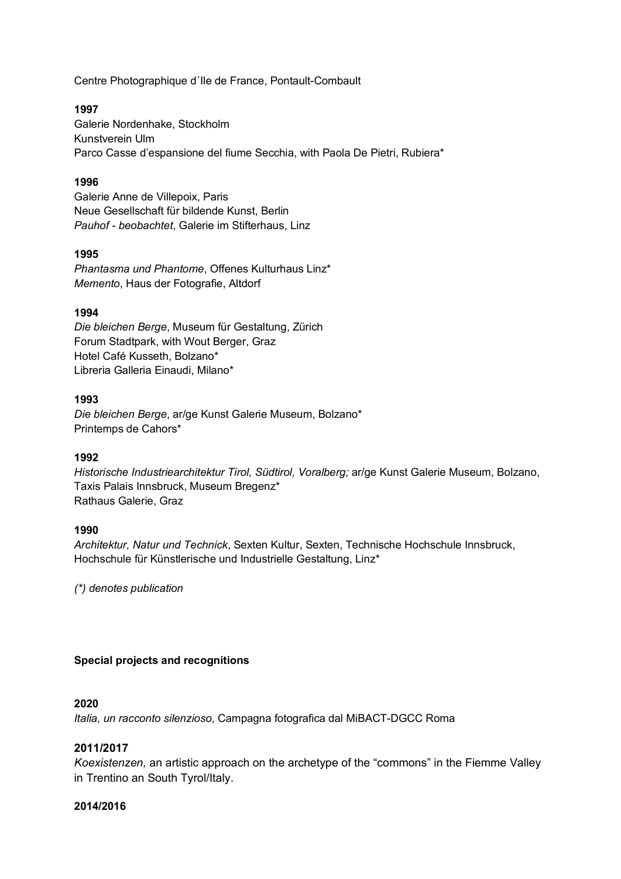Centre Photographique d´Ile de France, Pontault-Combault

**1997**
Galerie Nordenhake, Stockholm
Kunstverein Ulm
Parco Casse d'espansione del fiume Secchia, with Paola De Pietri, Rubiera*

**1996**
Galerie Anne de Villepoix, Paris
Neue Gesellschaft für bildende Kunst, Berlin
*Pauhof - beobachtet*, Galerie im Stifterhaus, Linz

**1995**
*Phantasma und Phantome*, Offenes Kulturhaus Linz*
*Memento*, Haus der Fotografie, Altdorf

**1994**
*Die bleichen Berge*, Museum für Gestaltung, Zürich
Forum Stadtpark, with Wout Berger, Graz
Hotel Café Kusseth, Bolzano*
Libreria Galleria Einaudi, Milano*

**1993**
*Die bleichen Berge*, ar/ge Kunst Galerie Museum, Bolzano*
Printemps de Cahors*

**1992**
*Historische Industriearchitektur Tirol, Südtirol, Voralberg;* ar/ge Kunst Galerie Museum, Bolzano, Taxis Palais Innsbruck, Museum Bregenz*
Rathaus Galerie, Graz

**1990**
*Architektur, Natur und Technick*, Sexten Kultur, Sexten, Technische Hochschule Innsbruck, Hochschule für Künstlerische und Industrielle Gestaltung, Linz*

*(*) denotes publication*

**Special projects and recognitions**

**2020**
*Italia, un racconto silenzioso,* Campagna fotografica dal MiBACT-DGCC Roma

**2011/2017**
*Koexistenzen,* an artistic approach on the archetype of the "commons" in the Fiemme Valley in Trentino an South Tyrol/Italy.

**2014/2016**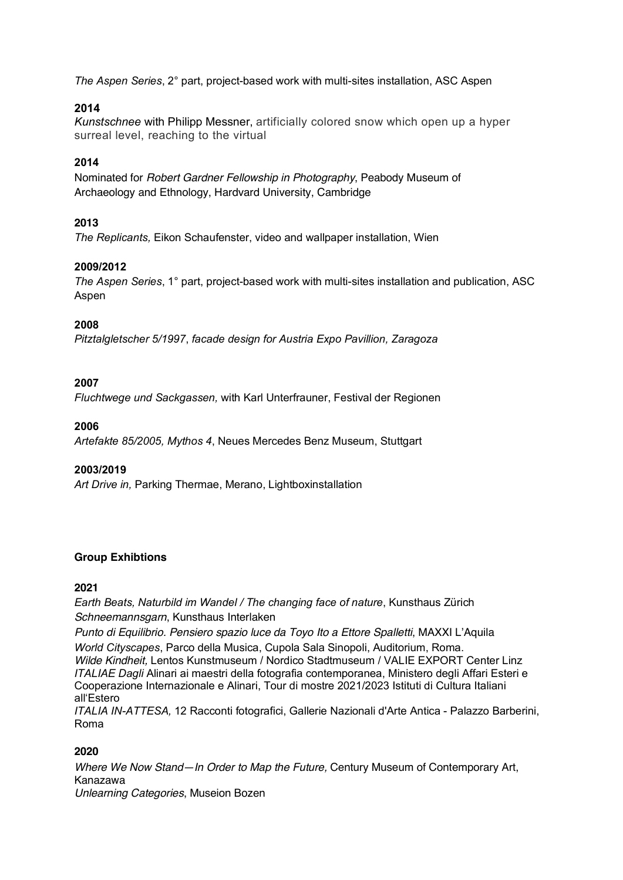*The Aspen Series*, 2° part, project-based work with multi-sites installation, ASC Aspen

**2014**
*Kunstschnee* with Philipp Messner, artificially colored snow which open up a hyper surreal level, reaching to the virtual

**2014**
Nominated for *Robert Gardner Fellowship in Photography*, Peabody Museum of Archaeology and Ethnology, Hardvard University, Cambridge

**2013**
*The Replicants,* Eikon Schaufenster, video and wallpaper installation, Wien

**2009/2012**
*The Aspen Series*, 1° part, project-based work with multi-sites installation and publication, ASC Aspen

**2008**
*Pitztalgletscher 5/1997*, *facade design for Austria Expo Pavillion, Zaragoza*

**2007**
*Fluchtwege und Sackgassen,* with Karl Unterfrauner, Festival der Regionen

**2006**
*Artefakte 85/2005, Mythos 4*, Neues Mercedes Benz Museum, Stuttgart

**2003/2019**
*Art Drive in,* Parking Thermae, Merano, Lightboxinstallation

**Group Exhibtions**

**2021**
*Earth Beats, Naturbild im Wandel / The changing face of nature*, Kunsthaus Zürich
*Schneemannsgarn*, Kunsthaus Interlaken
*Punto di Equilibrio. Pensiero spazio luce da Toyo Ito a Ettore Spalletti*, MAXXI L'Aquila
*World Cityscapes*, Parco della Musica, Cupola Sala Sinopoli, Auditorium, Roma.
*Wilde Kindheit,* Lentos Kunstmuseum / Nordico Stadtmuseum / VALIE EXPORT Center Linz
*ITALIAE Dagli* Alinari ai maestri della fotografia contemporanea, Ministero degli Affari Esteri e Cooperazione Internazionale e Alinari, Tour di mostre 2021/2023 Istituti di Cultura Italiani all'Estero
*ITALIA IN-ATTESA,* 12 Racconti fotografici, Gallerie Nazionali d'Arte Antica - Palazzo Barberini, Roma

**2020**
*Where We Now Stand—In Order to Map the Future,* Century Museum of Contemporary Art, Kanazawa
*Unlearning Categories*, Museion Bozen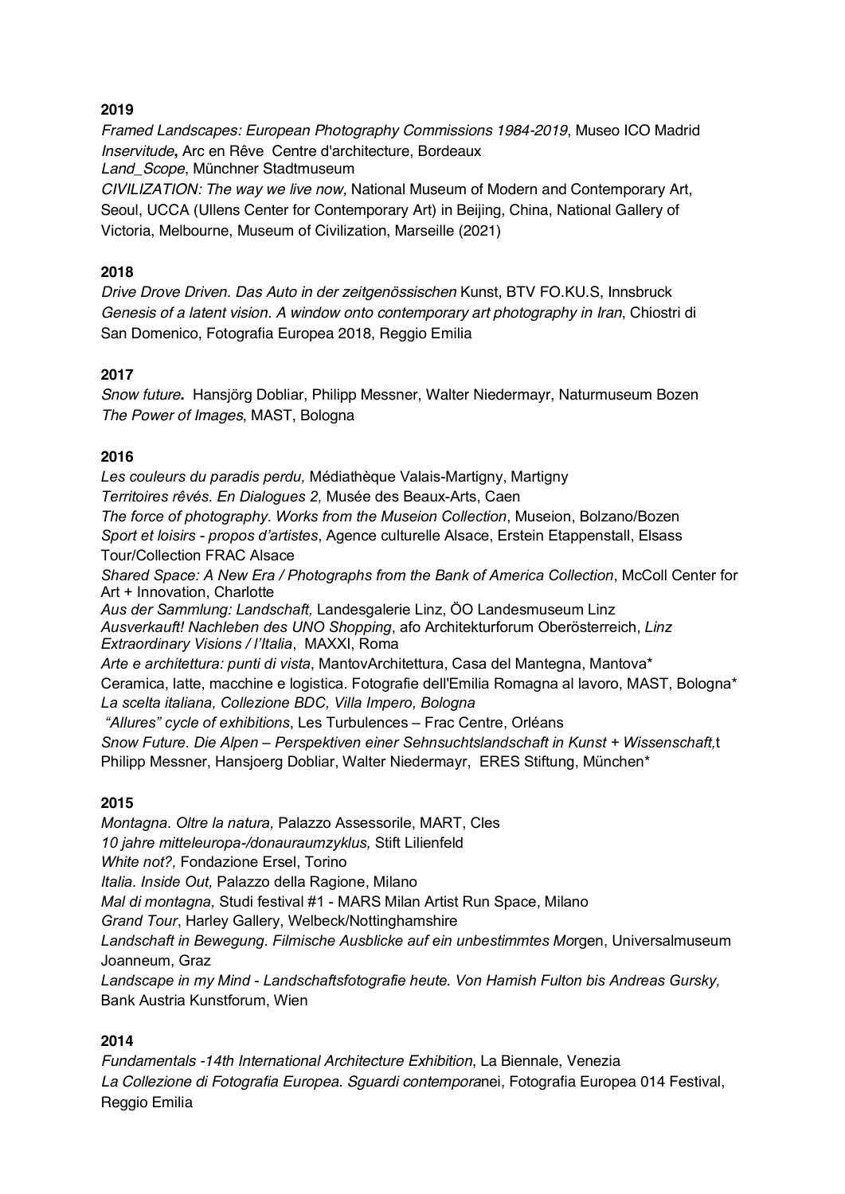**2019**

*Framed Landscapes: European Photography Commissions 1984-2019*, Museo ICO Madrid
*Inservitude***,** Arc en Rêve Centre d'architecture, Bordeaux
*Land_Scope*, Münchner Stadtmuseum
*CIVILIZATION: The way we live now,* National Museum of Modern and Contemporary Art, Seoul, UCCA (Ullens Center for Contemporary Art) in Beijing, China, National Gallery of Victoria, Melbourne, Museum of Civilization, Marseille (2021)

**2018**

*Drive Drove Driven. Das Auto in der zeitgenössischen* Kunst, BTV FO.KU.S, Innsbruck
*Genesis of a latent vision. A window onto contemporary art photography in Iran*, Chiostri di San Domenico, Fotografia Europea 2018, Reggio Emilia

**2017**

*Snow future***.** Hansjörg Dobliar, Philipp Messner, Walter Niedermayr, Naturmuseum Bozen
*The Power of Images*, MAST, Bologna

**2016**

*Les couleurs du paradis perdu,* Médiathèque Valais-Martigny, Martigny
*Territoires rêvés. En Dialogues 2,* Musée des Beaux-Arts, Caen
*The force of photography. Works from the Museion Collection*, Museion, Bolzano/Bozen
*Sport et loisirs - propos d'artistes*, Agence culturelle Alsace, Erstein Etappenstall, Elsass Tour/Collection FRAC Alsace
*Shared Space: A New Era / Photographs from the Bank of America Collection*, McColl Center for Art + Innovation, Charlotte
*Aus der Sammlung: Landschaft,* Landesgalerie Linz, ÖO Landesmuseum Linz
*Ausverkauft! Nachleben des UNO Shopping*, afo Architekturforum Oberösterreich, *Linz*
*Extraordinary Visions / l'Italia*, MAXXI, Roma
*Arte e architettura: punti di vista*, MantovArchitettura, Casa del Mantegna, Mantova*
Ceramica, latte, macchine e logistica. Fotografie dell'Emilia Romagna al lavoro, MAST, Bologna*
*La scelta italiana, Collezione BDC, Villa Impero, Bologna*
*"Allures" cycle of exhibitions*, Les Turbulences – Frac Centre, Orléans
*Snow Future. Die Alpen – Perspektiven einer Sehnsuchtslandschaft in Kunst + Wissenschaft,*t Philipp Messner, Hansjoerg Dobliar, Walter Niedermayr, ERES Stiftung, München*

**2015**

*Montagna. Oltre la natura,* Palazzo Assessorile, MART, Cles
*10 jahre mitteleuropa-/donauraumzyklus,* Stift Lilienfeld
*White not?,* Fondazione Ersel, Torino
*Italia. Inside Out,* Palazzo della Ragione, Milano
*Mal di montagna,* Studi festival #1 - MARS Milan Artist Run Space, Milano
*Grand Tour*, Harley Gallery, Welbeck/Nottinghamshire
*Landschaft in Bewegung. Filmische Ausblicke auf ein unbestimmtes Mo*rgen, Universalmuseum Joanneum, Graz
*Landscape in my Mind - Landschaftsfotografie heute. Von Hamish Fulton bis Andreas Gursky,* Bank Austria Kunstforum, Wien

**2014**

*Fundamentals -14th International Architecture Exhibition*, La Biennale, Venezia
*La Collezione di Fotografia Europea. Sguardi contempora*nei, Fotografia Europea 014 Festival, Reggio Emilia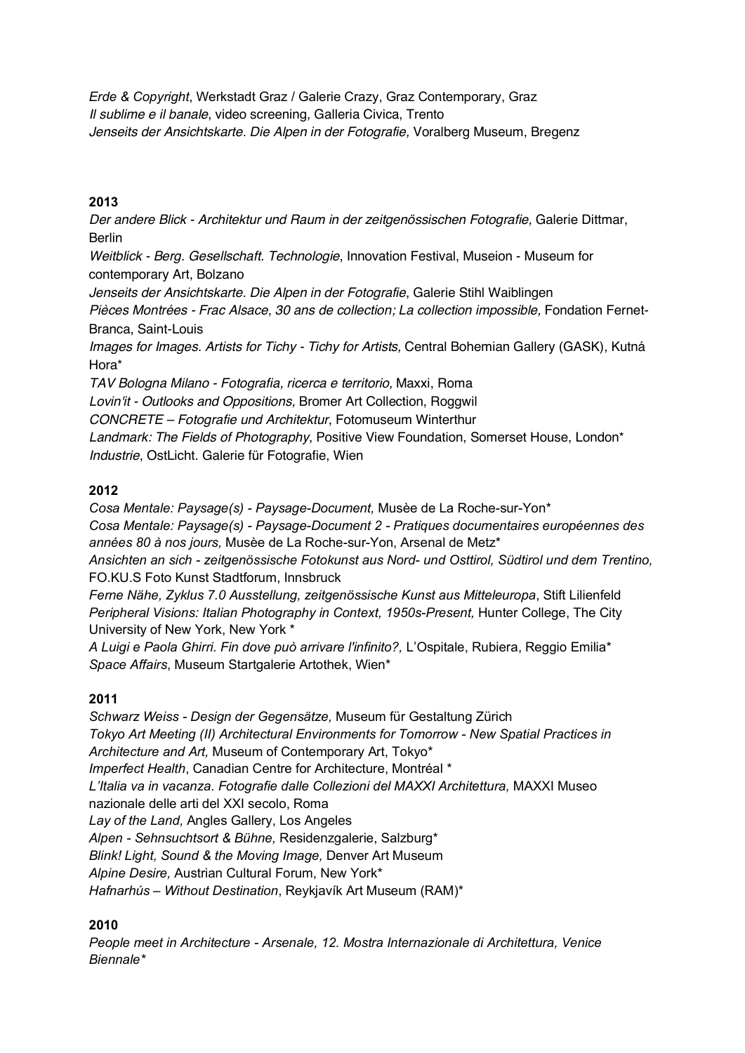*Erde & Copyright*, Werkstadt Graz / Galerie Crazy, Graz Contemporary, Graz
*Il sublime e il banale*, video screening, Galleria Civica, Trento
*Jenseits der Ansichtskarte. Die Alpen in der Fotografie,* Voralberg Museum, Bregenz

**2013**

*Der andere Blick - Architektur und Raum in der zeitgenössischen Fotografie,* Galerie Dittmar, Berlin
*Weitblick - Berg. Gesellschaft. Technologie*, Innovation Festival, Museion - Museum for contemporary Art, Bolzano
*Jenseits der Ansichtskarte. Die Alpen in der Fotografie*, Galerie Stihl Waiblingen
*Pièces Montrées - Frac Alsace, 30 ans de collection; La collection impossible,* Fondation Fernet-Branca, Saint-Louis
*Images for Images. Artists for Tichy - Tichy for Artists,* Central Bohemian Gallery (GASK), Kutná Hora*
*TAV Bologna Milano - Fotografia, ricerca e territorio,* Maxxi, Roma
*Lovin'it - Outlooks and Oppositions,* Bromer Art Collection, Roggwil
*CONCRETE – Fotografie und Architektur*, Fotomuseum Winterthur
*Landmark: The Fields of Photography*, Positive View Foundation, Somerset House, London*
*Industrie*, OstLicht. Galerie für Fotografie, Wien

**2012**

*Cosa Mentale: Paysage(s) - Paysage-Document,* Musèe de La Roche-sur-Yon*
*Cosa Mentale: Paysage(s) - Paysage-Document 2 - Pratiques documentaires européennes des années 80 à nos jours,* Musèe de La Roche-sur-Yon, Arsenal de Metz*
*Ansichten an sich - zeitgenössische Fotokunst aus Nord- und Osttirol, Südtirol und dem Trentino,* FO.KU.S Foto Kunst Stadtforum, Innsbruck
*Ferne Nähe, Zyklus 7.0 Ausstellung, zeitgenössische Kunst aus Mitteleuropa*, Stift Lilienfeld
*Peripheral Visions: Italian Photography in Context, 1950s-Present,* Hunter College, The City University of New York, New York *
*A Luigi e Paola Ghirri. Fin dove può arrivare l'infinito?,* L'Ospitale, Rubiera, Reggio Emilia*
*Space Affairs*, Museum Startgalerie Artothek, Wien*

**2011**

*Schwarz Weiss - Design der Gegensätze,* Museum für Gestaltung Zürich
*Tokyo Art Meeting (II) Architectural Environments for Tomorrow - New Spatial Practices in Architecture and Art,* Museum of Contemporary Art, Tokyo*
*Imperfect Health*, Canadian Centre for Architecture, Montréal *
*L'Italia va in vacanza. Fotografie dalle Collezioni del MAXXI Architettura,* MAXXI Museo nazionale delle arti del XXI secolo, Roma
*Lay of the Land,* Angles Gallery, Los Angeles
*Alpen - Sehnsuchtsort & Bühne,* Residenzgalerie, Salzburg*
*Blink! Light, Sound & the Moving Image,* Denver Art Museum
*Alpine Desire,* Austrian Cultural Forum, New York*
*Hafnarhús – Without Destination*, Reykjavík Art Museum (RAM)*

**2010**

*People meet in Architecture - Arsenale, 12. Mostra Internazionale di Architettura, Venice Biennale**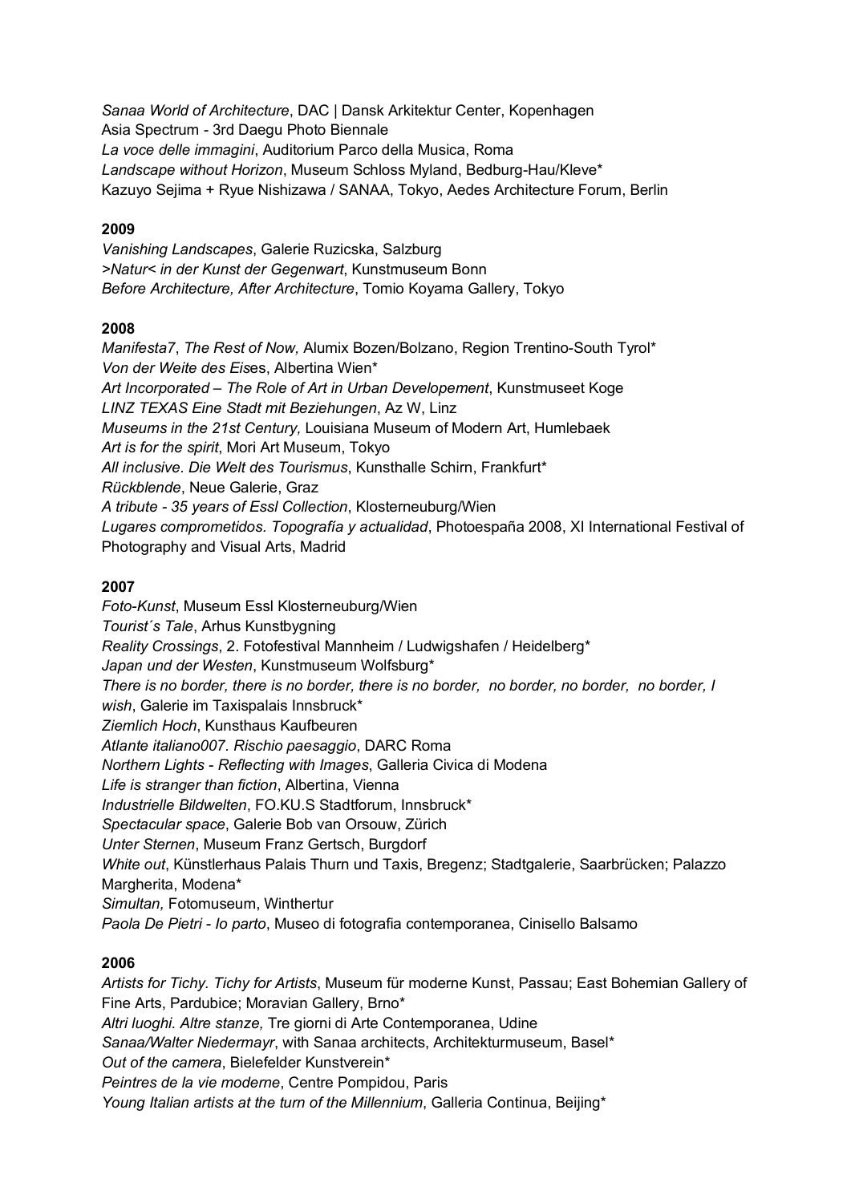*Sanaa World of Architecture*, DAC | Dansk Arkitektur Center, Kopenhagen
Asia Spectrum - 3rd Daegu Photo Biennale
*La voce delle immagini*, Auditorium Parco della Musica, Roma
*Landscape without Horizon*, Museum Schloss Myland, Bedburg-Hau/Kleve*
Kazuyo Sejima + Ryue Nishizawa / SANAA, Tokyo, Aedes Architecture Forum, Berlin

**2009**

*Vanishing Landscapes*, Galerie Ruzicska, Salzburg
*>Natur< in der Kunst der Gegenwart*, Kunstmuseum Bonn
*Before Architecture, After Architecture*, Tomio Koyama Gallery, Tokyo

**2008**

*Manifesta7*, *The Rest of Now,* Alumix Bozen/Bolzano, Region Trentino-South Tyrol*
*Von der Weite des Eis*es, Albertina Wien*
*Art Incorporated – The Role of Art in Urban Developement*, Kunstmuseet Koge
*LINZ TEXAS Eine Stadt mit Beziehungen*, Az W, Linz
*Museums in the 21st Century,* Louisiana Museum of Modern Art, Humlebaek
*Art is for the spirit*, Mori Art Museum, Tokyo
*All inclusive. Die Welt des Tourismus*, Kunsthalle Schirn, Frankfurt*
*Rückblende*, Neue Galerie, Graz
*A tribute - 35 years of Essl Collection*, Klosterneuburg/Wien
*Lugares comprometidos. Topografía y actualidad*, Photoespaña 2008, XI International Festival of Photography and Visual Arts, Madrid

**2007**

*Foto-Kunst*, Museum Essl Klosterneuburg/Wien
*Tourist´s Tale*, Arhus Kunstbygning
*Reality Crossings*, 2. Fotofestival Mannheim / Ludwigshafen / Heidelberg*
*Japan und der Westen*, Kunstmuseum Wolfsburg*
*There is no border, there is no border, there is no border, no border, no border, no border, I wish*, Galerie im Taxispalais Innsbruck*
*Ziemlich Hoch*, Kunsthaus Kaufbeuren
*Atlante italiano007. Rischio paesaggio*, DARC Roma
*Northern Lights - Reflecting with Images*, Galleria Civica di Modena
*Life is stranger than fiction*, Albertina, Vienna
*Industrielle Bildwelten*, FO.KU.S Stadtforum, Innsbruck*
*Spectacular space*, Galerie Bob van Orsouw, Zürich
*Unter Sternen*, Museum Franz Gertsch, Burgdorf
*White out*, Künstlerhaus Palais Thurn und Taxis, Bregenz; Stadtgalerie, Saarbrücken; Palazzo Margherita, Modena*
*Simultan,* Fotomuseum, Winthertur
*Paola De Pietri - Io parto*, Museo di fotografia contemporanea, Cinisello Balsamo

**2006**

*Artists for Tichy. Tichy for Artists*, Museum für moderne Kunst, Passau; East Bohemian Gallery of Fine Arts, Pardubice; Moravian Gallery, Brno*
*Altri luoghi. Altre stanze,* Tre giorni di Arte Contemporanea, Udine
*Sanaa/Walter Niedermayr*, with Sanaa architects, Architekturmuseum, Basel*
*Out of the camera*, Bielefelder Kunstverein*
*Peintres de la vie moderne*, Centre Pompidou, Paris
*Young Italian artists at the turn of the Millennium*, Galleria Continua, Beijing*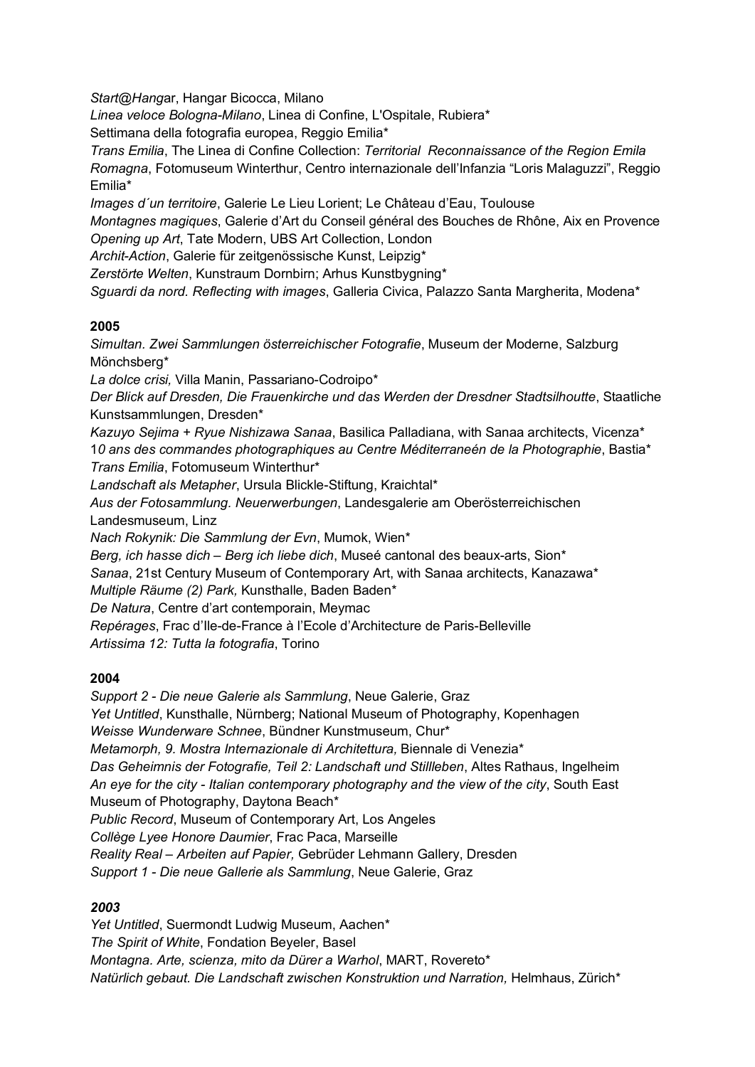*Start@Hanga*r, Hangar Bicocca, Milano
*Linea veloce Bologna-Milano*, Linea di Confine, L'Ospitale, Rubiera*
Settimana della fotografia europea, Reggio Emilia*
*Trans Emilia*, The Linea di Confine Collection: *Territorial Reconnaissance of the Region Emila Romagna*, Fotomuseum Winterthur, Centro internazionale dell'Infanzia "Loris Malaguzzi", Reggio Emilia*
*Images d´un territoire*, Galerie Le Lieu Lorient; Le Château d'Eau, Toulouse
*Montagnes magiques*, Galerie d'Art du Conseil général des Bouches de Rhône, Aix en Provence
*Opening up Art*, Tate Modern, UBS Art Collection, London
*Archit-Action*, Galerie für zeitgenössische Kunst, Leipzig*
*Zerstörte Welten*, Kunstraum Dornbirn; Arhus Kunstbygning*
*Sguardi da nord. Reflecting with images*, Galleria Civica, Palazzo Santa Margherita, Modena*

**2005**
*Simultan. Zwei Sammlungen österreichischer Fotografie*, Museum der Moderne, Salzburg Mönchsberg*
*La dolce crisi,* Villa Manin, Passariano-Codroipo*
*Der Blick auf Dresden, Die Frauenkirche und das Werden der Dresdner Stadtsilhoutte*, Staatliche Kunstsammlungen, Dresden*
*Kazuyo Sejima + Ryue Nishizawa Sanaa*, Basilica Palladiana, with Sanaa architects, Vicenza*
1*0 ans des commandes photographiques au Centre Méditerraneén de la Photographie*, Bastia*
*Trans Emilia*, Fotomuseum Winterthur*
*Landschaft als Metapher*, Ursula Blickle-Stiftung, Kraichtal*
*Aus der Fotosammlung. Neuerwerbungen*, Landesgalerie am Oberösterreichischen Landesmuseum, Linz
*Nach Rokynik: Die Sammlung der Evn*, Mumok, Wien*
*Berg, ich hasse dich – Berg ich liebe dich*, Museé cantonal des beaux-arts, Sion*
*Sanaa*, 21st Century Museum of Contemporary Art, with Sanaa architects, Kanazawa*
*Multiple Räume (2) Park,* Kunsthalle, Baden Baden*
*De Natura*, Centre d'art contemporain, Meymac
*Repérages*, Frac d'Ile-de-France à l'Ecole d'Architecture de Paris-Belleville
*Artissima 12: Tutta la fotografia*, Torino

**2004**
*Support 2 - Die neue Galerie als Sammlung*, Neue Galerie, Graz
*Yet Untitled*, Kunsthalle, Nürnberg; National Museum of Photography, Kopenhagen
*Weisse Wunderware Schnee*, Bündner Kunstmuseum, Chur*
*Metamorph, 9. Mostra Internazionale di Architettura,* Biennale di Venezia*
*Das Geheimnis der Fotografie, Teil 2: Landschaft und Stillleben*, Altes Rathaus, Ingelheim
*An eye for the city - Italian contemporary photography and the view of the city*, South East Museum of Photography, Daytona Beach*
*Public Record*, Museum of Contemporary Art, Los Angeles
*Collège Lyee Honore Daumier*, Frac Paca, Marseille
*Reality Real – Arbeiten auf Papier,* Gebrüder Lehmann Gallery, Dresden
*Support 1 - Die neue Gallerie als Sammlung*, Neue Galerie, Graz

***2003***
*Yet Untitled*, Suermondt Ludwig Museum, Aachen*
*The Spirit of White*, Fondation Beyeler, Basel
*Montagna. Arte, scienza, mito da Dürer a Warhol*, MART, Rovereto*
*Natürlich gebaut. Die Landschaft zwischen Konstruktion und Narration,* Helmhaus, Zürich*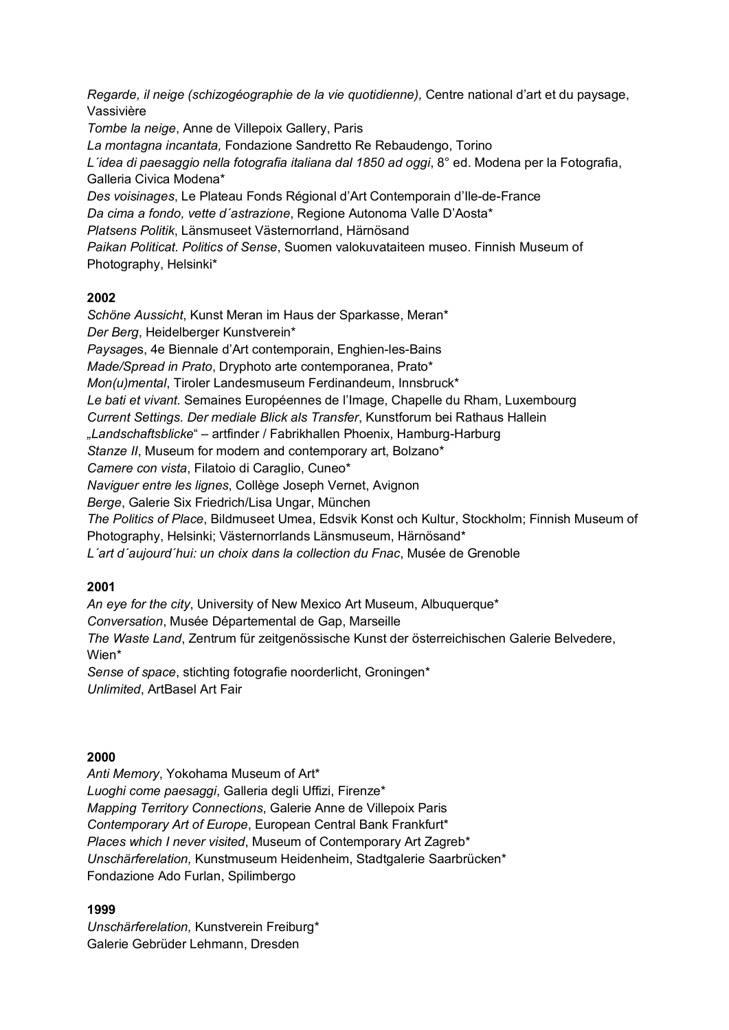*Regarde, il neige (schizogéographie de la vie quotidienne),* Centre national d'art et du paysage, Vassivière
*Tombe la neige*, Anne de Villepoix Gallery, Paris
*La montagna incantata,* Fondazione Sandretto Re Rebaudengo, Torino
*L´idea di paesaggio nella fotografia italiana dal 1850 ad oggi*, 8° ed. Modena per la Fotografia, Galleria Civica Modena*
*Des voisinages*, Le Plateau Fonds Régional d'Art Contemporain d'Ile-de-France
*Da cima a fondo, vette d´astrazione*, Regione Autonoma Valle D'Aosta*
*Platsens Politik*, Länsmuseet Västernorrland, Härnösand
*Paikan Politicat. Politics of Sense*, Suomen valokuvataiteen museo. Finnish Museum of Photography, Helsinki*

**2002**
*Schöne Aussicht*, Kunst Meran im Haus der Sparkasse, Meran*
*Der Berg*, Heidelberger Kunstverein*
*Paysages*, 4e Biennale d'Art contemporain, Enghien-les-Bains
*Made/Spread in Prato*, Dryphoto arte contemporanea, Prato*
*Mon(u)mental*, Tiroler Landesmuseum Ferdinandeum, Innsbruck*
*Le bati et vivant.* Semaines Européennes de l'Image, Chapelle du Rham, Luxembourg
*Current Settings. Der mediale Blick als Transfer*, Kunstforum bei Rathaus Hallein
*„Landschaftsblicke*" – artfinder / Fabrikhallen Phoenix, Hamburg-Harburg
*Stanze II*, Museum for modern and contemporary art, Bolzano*
*Camere con vista*, Filatoio di Caraglio, Cuneo*
*Naviguer entre les lignes*, Collège Joseph Vernet, Avignon
*Berge*, Galerie Six Friedrich/Lisa Ungar, München
*The Politics of Place*, Bildmuseet Umea, Edsvik Konst och Kultur, Stockholm; Finnish Museum of Photography, Helsinki; Västernorrlands Länsmuseum, Härnösand*
*L´art d´aujourd´hui: un choix dans la collection du Fnac*, Musée de Grenoble

**2001**
*An eye for the city*, University of New Mexico Art Museum, Albuquerque*
*Conversation*, Musée Départemental de Gap, Marseille
*The Waste Land*, Zentrum für zeitgenössische Kunst der österreichischen Galerie Belvedere, Wien*
*Sense of space*, stichting fotografie noorderlicht, Groningen*
*Unlimited*, ArtBasel Art Fair

**2000**
*Anti Memory*, Yokohama Museum of Art*
*Luoghi come paesaggi*, Galleria degli Uffizi, Firenze*
*Mapping Territory Connections*, Galerie Anne de Villepoix Paris
*Contemporary Art of Europe*, European Central Bank Frankfurt*
*Places which I never visited*, Museum of Contemporary Art Zagreb*
*Unschärferelation,* Kunstmuseum Heidenheim, Stadtgalerie Saarbrücken*
Fondazione Ado Furlan, Spilimbergo

**1999**
*Unschärferelation,* Kunstverein Freiburg*
Galerie Gebrüder Lehmann, Dresden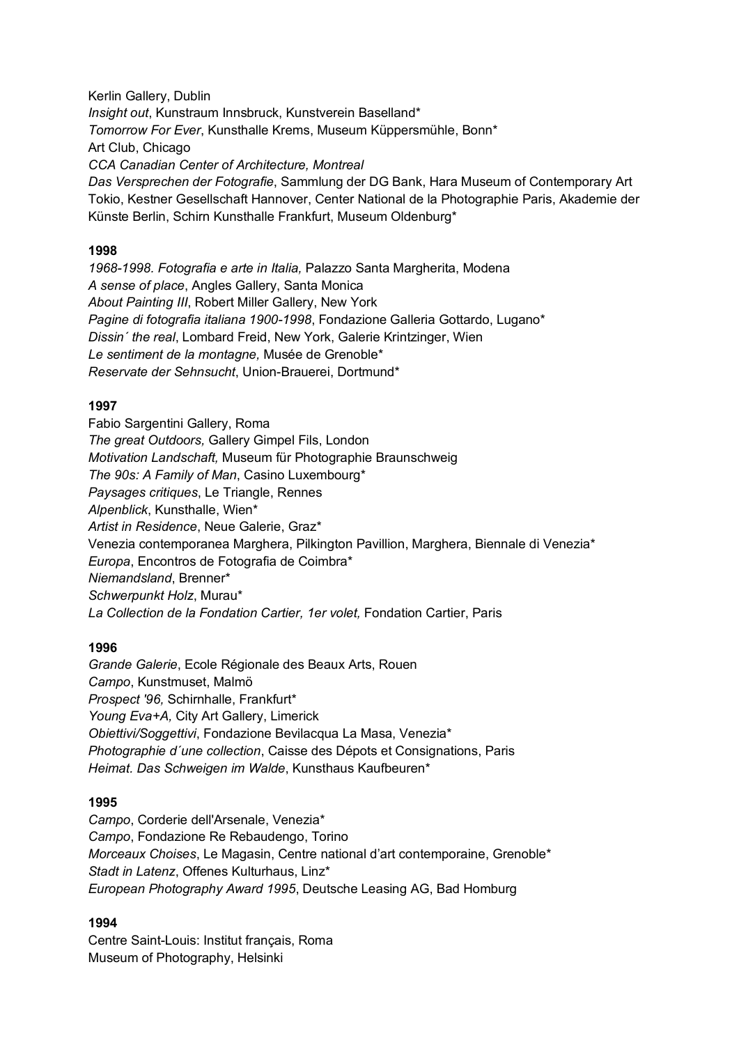Kerlin Gallery, Dublin
*Insight out*, Kunstraum Innsbruck, Kunstverein Baselland*
*Tomorrow For Ever*, Kunsthalle Krems, Museum Küppersmühle, Bonn*
Art Club, Chicago
*CCA Canadian Center of Architecture, Montreal*
*Das Versprechen der Fotografie*, Sammlung der DG Bank, Hara Museum of Contemporary Art Tokio, Kestner Gesellschaft Hannover, Center National de la Photographie Paris, Akademie der Künste Berlin, Schirn Kunsthalle Frankfurt, Museum Oldenburg*

**1998**
*1968-1998. Fotografia e arte in Italia,* Palazzo Santa Margherita, Modena
*A sense of place*, Angles Gallery, Santa Monica
*About Painting III*, Robert Miller Gallery, New York
*Pagine di fotografia italiana 1900-1998*, Fondazione Galleria Gottardo, Lugano*
*Dissin´ the real*, Lombard Freid, New York, Galerie Krintzinger, Wien
*Le sentiment de la montagne,* Musée de Grenoble*
*Reservate der Sehnsucht*, Union-Brauerei, Dortmund*

**1997**
Fabio Sargentini Gallery, Roma
*The great Outdoors,* Gallery Gimpel Fils, London
*Motivation Landschaft,* Museum für Photographie Braunschweig
*The 90s: A Family of Man*, Casino Luxembourg*
*Paysages critiques*, Le Triangle, Rennes
*Alpenblick*, Kunsthalle, Wien*
*Artist in Residence*, Neue Galerie, Graz*
Venezia contemporanea Marghera, Pilkington Pavillion, Marghera, Biennale di Venezia*
*Europa*, Encontros de Fotografia de Coimbra*
*Niemandsland*, Brenner*
*Schwerpunkt Holz*, Murau*
*La Collection de la Fondation Cartier, 1er volet,* Fondation Cartier, Paris

**1996**
*Grande Galerie*, Ecole Régionale des Beaux Arts, Rouen
*Campo*, Kunstmuset, Malmö
*Prospect '96,* Schirnhalle, Frankfurt*
*Young Eva+A,* City Art Gallery, Limerick
*Obiettivi/Soggettivi*, Fondazione Bevilacqua La Masa, Venezia*
*Photographie d´une collection*, Caisse des Dépots et Consignations, Paris
*Heimat. Das Schweigen im Walde*, Kunsthaus Kaufbeuren*

**1995**
*Campo*, Corderie dell'Arsenale, Venezia*
*Campo*, Fondazione Re Rebaudengo, Torino
*Morceaux Choises*, Le Magasin, Centre national d'art contemporaine, Grenoble*
*Stadt in Latenz*, Offenes Kulturhaus, Linz*
*European Photography Award 1995*, Deutsche Leasing AG, Bad Homburg

**1994**
Centre Saint-Louis: Institut français, Roma
Museum of Photography, Helsinki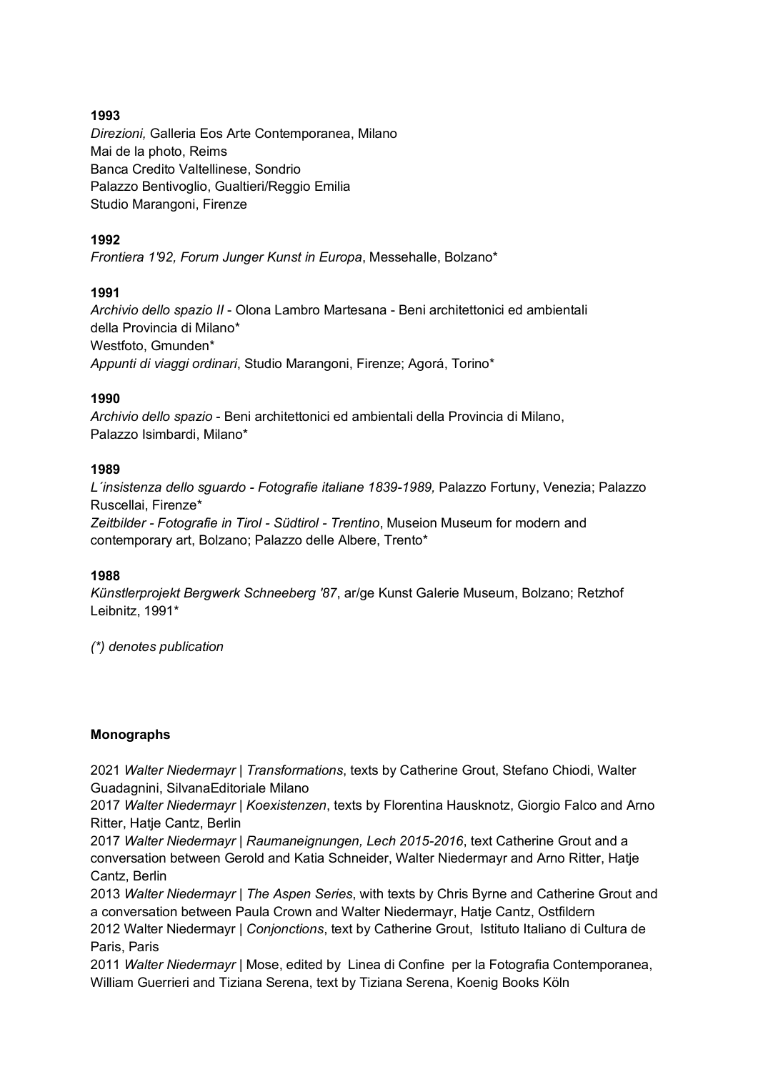**1993**

*Direzioni,* Galleria Eos Arte Contemporanea, Milano
Mai de la photo, Reims
Banca Credito Valtellinese, Sondrio
Palazzo Bentivoglio, Gualtieri/Reggio Emilia
Studio Marangoni, Firenze

**1992**

*Frontiera 1'92, Forum Junger Kunst in Europa*, Messehalle, Bolzano*

**1991**

*Archivio dello spazio II* - Olona Lambro Martesana - Beni architettonici ed ambientali della Provincia di Milano*
Westfoto, Gmunden*
*Appunti di viaggi ordinari*, Studio Marangoni, Firenze; Agorá, Torino*

**1990**

*Archivio dello spazio* - Beni architettonici ed ambientali della Provincia di Milano, Palazzo Isimbardi, Milano*

**1989**

*L´insistenza dello sguardo - Fotografie italiane 1839-1989,* Palazzo Fortuny, Venezia; Palazzo Ruscellai, Firenze*
*Zeitbilder - Fotografie in Tirol - Südtirol - Trentino*, Museion Museum for modern and contemporary art, Bolzano; Palazzo delle Albere, Trento*

**1988**

*Künstlerprojekt Bergwerk Schneeberg '87*, ar/ge Kunst Galerie Museum, Bolzano; Retzhof Leibnitz, 1991*

*(*) denotes publication*

**Monographs**

2021 *Walter Niedermayr | Transformations*, texts by Catherine Grout, Stefano Chiodi, Walter Guadagnini, SilvanaEditoriale Milano
2017 *Walter Niedermayr | Koexistenzen*, texts by Florentina Hausknotz, Giorgio Falco and Arno Ritter, Hatje Cantz, Berlin
2017 *Walter Niedermayr | Raumaneignungen, Lech 2015-2016*, text Catherine Grout and a conversation between Gerold and Katia Schneider, Walter Niedermayr and Arno Ritter, Hatje Cantz, Berlin
2013 *Walter Niedermayr | The Aspen Series*, with texts by Chris Byrne and Catherine Grout and a conversation between Paula Crown and Walter Niedermayr, Hatje Cantz, Ostfildern
2012 Walter Niedermayr | *Conjonctions*, text by Catherine Grout, Istituto Italiano di Cultura de Paris, Paris
2011 *Walter Niedermayr* | Mose, edited by Linea di Confine per la Fotografia Contemporanea, William Guerrieri and Tiziana Serena, text by Tiziana Serena, Koenig Books Köln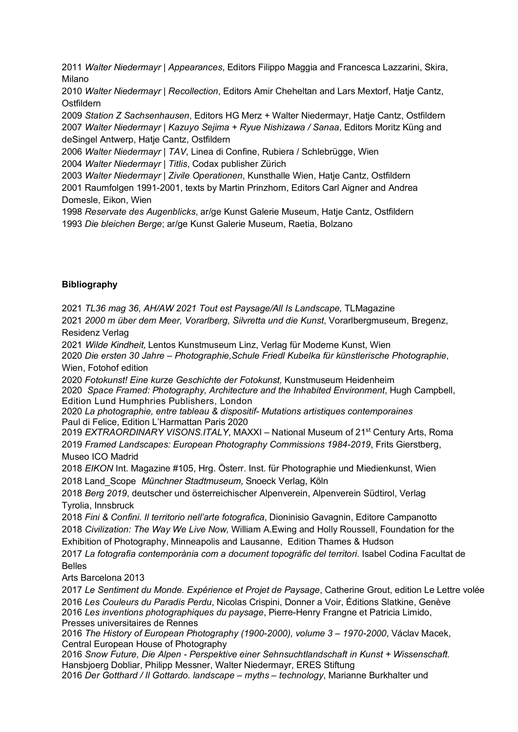2011 *Walter Niedermayr | Appearances*, Editors Filippo Maggia and Francesca Lazzarini, Skira, Milano

2010 *Walter Niedermayr | Recollection*, Editors Amir Cheheltan and Lars Mextorf, Hatje Cantz, Ostfildern

2009 *Station Z Sachsenhausen*, Editors HG Merz + Walter Niedermayr, Hatje Cantz, Ostfildern

2007 *Walter Niedermayr | Kazuyo Sejima + Ryue Nishizawa / Sanaa*, Editors Moritz Küng and deSingel Antwerp, Hatje Cantz, Ostfildern

2006 *Walter Niedermayr | TAV*, Linea di Confine, Rubiera / Schlebrügge, Wien

2004 *Walter Niedermayr | Titlis*, Codax publisher Zürich

2003 *Walter Niedermayr | Zivile Operationen*, Kunsthalle Wien, Hatje Cantz, Ostfildern

2001 Raumfolgen 1991-2001, texts by Martin Prinzhorn, Editors Carl Aigner and Andrea Domesle, Eikon, Wien

1998 *Reservate des Augenblicks*, ar/ge Kunst Galerie Museum, Hatje Cantz, Ostfildern

1993 *Die bleichen Berge*; ar/ge Kunst Galerie Museum, Raetia, Bolzano

**Bibliography**

2021 *TL36 mag 36, AH/AW 2021 Tout est Paysage/All Is Landscape,* TLMagazine

2021 *2000 m über dem Meer, Vorarlberg, Silvretta und die Kunst*, Vorarlbergmuseum, Bregenz, Residenz Verlag

2021 *Wilde Kindheit,* Lentos Kunstmuseum Linz, Verlag für Moderne Kunst, Wien

2020 *Die ersten 30 Jahre – Photographie,Schule Friedl Kubelka für künstlerische Photographie*, Wien, Fotohof edition

2020 *Fotokunst! Eine kurze Geschichte der Fotokunst,* Kunstmuseum Heidenheim

2020 *Space Framed: Photography, Architecture and the Inhabited Environment*, Hugh Campbell, Edition Lund Humphries Publishers, London

2020 *La photographie, entre tableau & dispositif- Mutations artistiques contemporaines* Paul di Felice, Edition L'Harmattan Paris 2020

2019 *EXTRAORDINARY VISONS.ITALY*, MAXXI – National Museum of 21st Century Arts, Roma

2019 *Framed Landscapes: European Photography Commissions 1984-2019*, Frits Gierstberg, Museo ICO Madrid

2018 *EIKON* Int. Magazine #105, Hrg. Österr. Inst. für Photographie und Miedienkunst, Wien

2018 Land_Scope *Münchner Stadtmuseum,* Snoeck Verlag, Köln

2018 *Berg 2019*, deutscher und österreichischer Alpenverein, Alpenverein Südtirol, Verlag Tyrolia, Innsbruck

2018 *Fini & Confini. Il territorio nell'arte fotografica*, Dioninisio Gavagnin, Editore Campanotto

2018 *Civilization: The Way We Live Now,* William A.Ewing and Holly Roussell, Foundation for the Exhibition of Photography, Minneapolis and Lausanne, Edition Thames & Hudson

2017 *La fotografia contemporània com a document topogràfic del territori*. Isabel Codina Facultat de Belles Arts Barcelona 2013

2017 *Le Sentiment du Monde. Expérience et Projet de Paysage*, Catherine Grout, edition Le Lettre volée

2016 *Les Couleurs du Paradis Perdu*, Nicolas Crispini, Donner a Voir, Éditions Slatkine, Genève

2016 *Les inventions photographiques du paysage*, Pierre-Henry Frangne et Patricia Limido, Presses universitaires de Rennes

2016 *The History of European Photography (1900-2000), volume 3 – 1970-2000*, Václav Macek, Central European House of Photography

2016 *Snow Future, Die Alpen - Perspektive einer Sehnsuchtlandschaft in Kunst + Wissenschaft.* Hansbjoerg Dobliar, Philipp Messner, Walter Niedermayr, ERES Stiftung

2016 *Der Gotthard / Il Gottardo. landscape – myths – technology*, Marianne Burkhalter und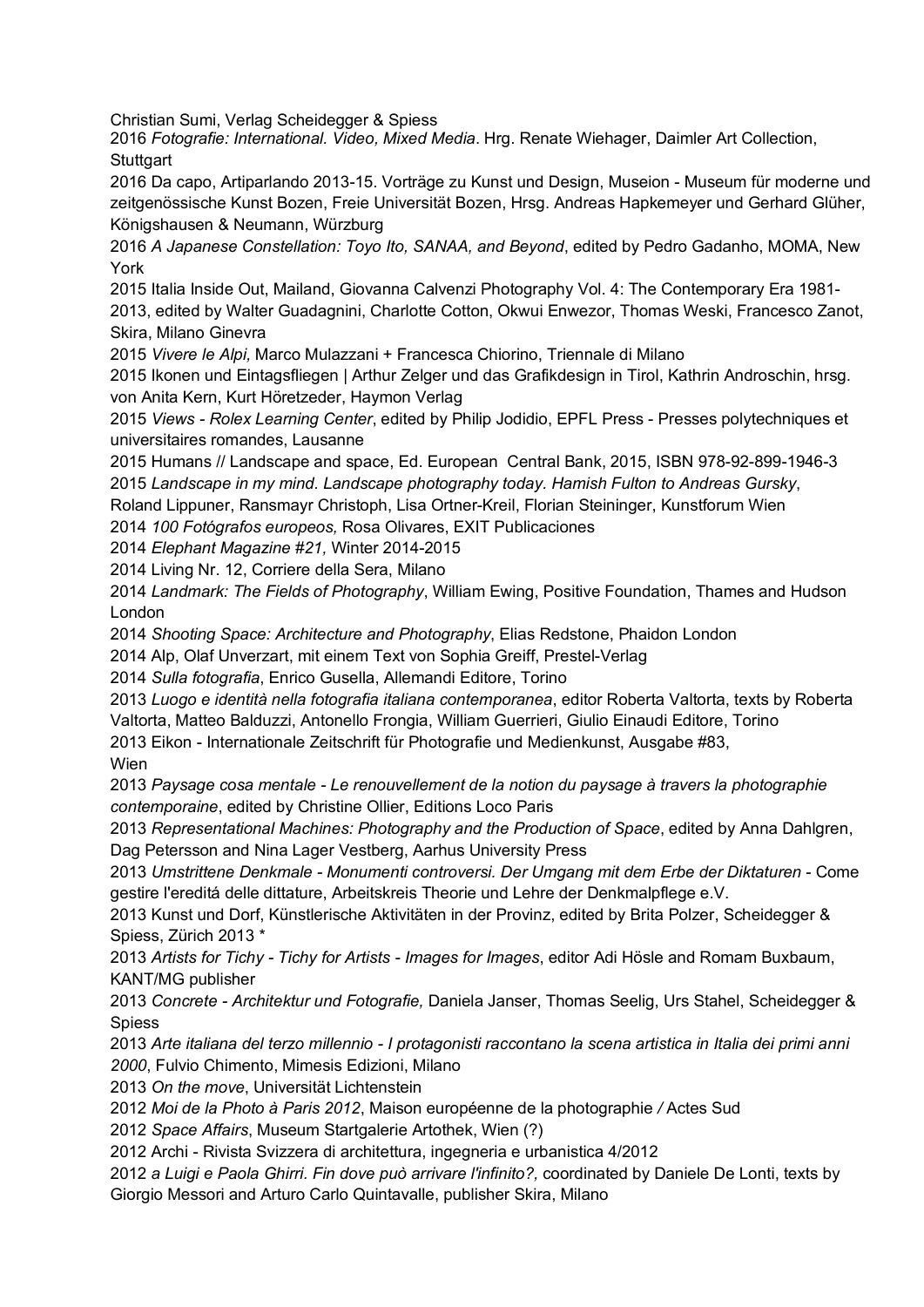Christian Sumi, Verlag Scheidegger & Spiess

2016 *Fotografie: International. Video, Mixed Media*. Hrg. Renate Wiehager, Daimler Art Collection, Stuttgart

2016 Da capo, Artiparlando 2013-15. Vorträge zu Kunst und Design, Museion - Museum für moderne und zeitgenössische Kunst Bozen, Freie Universität Bozen, Hrsg. Andreas Hapkemeyer und Gerhard Glüher, Königshausen & Neumann, Würzburg

2016 *A Japanese Constellation: Toyo Ito, SANAA, and Beyond*, edited by Pedro Gadanho, MOMA, New York

2015 Italia Inside Out, Mailand, Giovanna Calvenzi Photography Vol. 4: The Contemporary Era 1981-2013, edited by Walter Guadagnini, Charlotte Cotton, Okwui Enwezor, Thomas Weski, Francesco Zanot, Skira, Milano Ginevra

2015 *Vivere le Alpi,* Marco Mulazzani + Francesca Chiorino, Triennale di Milano

2015 Ikonen und Eintagsfliegen | Arthur Zelger und das Grafikdesign in Tirol, Kathrin Androschin, hrsg. von Anita Kern, Kurt Höretzeder, Haymon Verlag

2015 *Views - Rolex Learning Center*, edited by Philip Jodidio, EPFL Press - Presses polytechniques et universitaires romandes, Lausanne

2015 Humans // Landscape and space, Ed. European Central Bank, 2015, ISBN 978-92-899-1946-3

2015 *Landscape in my mind. Landscape photography today. Hamish Fulton to Andreas Gursky*, Roland Lippuner, Ransmayr Christoph, Lisa Ortner-Kreil, Florian Steininger, Kunstforum Wien

2014 *100 Fotógrafos europeos,* Rosa Olivares, EXIT Publicaciones

2014 *Elephant Magazine #21,* Winter 2014-2015

2014 Living Nr. 12, Corriere della Sera, Milano

2014 *Landmark: The Fields of Photography*, William Ewing, Positive Foundation, Thames and Hudson London

2014 *Shooting Space: Architecture and Photography*, Elias Redstone, Phaidon London

2014 Alp, Olaf Unverzart, mit einem Text von Sophia Greiff, Prestel-Verlag

2014 *Sulla fotografia*, Enrico Gusella, Allemandi Editore, Torino

2013 *Luogo e identità nella fotografia italiana contemporanea*, editor Roberta Valtorta, texts by Roberta Valtorta, Matteo Balduzzi, Antonello Frongia, William Guerrieri, Giulio Einaudi Editore, Torino

2013 Eikon - Internationale Zeitschrift für Photografie und Medienkunst, Ausgabe #83, Wien

2013 *Paysage cosa mentale - Le renouvellement de la notion du paysage à travers la photographie contemporaine*, edited by Christine Ollier, Editions Loco Paris

2013 *Representational Machines: Photography and the Production of Space*, edited by Anna Dahlgren, Dag Petersson and Nina Lager Vestberg, Aarhus University Press

2013 *Umstrittene Denkmale - Monumenti controversi. Der Umgang mit dem Erbe der Diktaturen* - Come gestire l'ereditá delle dittature, Arbeitskreis Theorie und Lehre der Denkmalpflege e.V.

2013 Kunst und Dorf, Künstlerische Aktivitäten in der Provinz, edited by Brita Polzer, Scheidegger & Spiess, Zürich 2013 *

2013 *Artists for Tichy - Tichy for Artists - Images for Images*, editor Adi Hösle and Romam Buxbaum, KANT/MG publisher

2013 *Concrete - Architektur und Fotografie,* Daniela Janser, Thomas Seelig, Urs Stahel, Scheidegger & Spiess

2013 *Arte italiana del terzo millennio - I protagonisti raccontano la scena artistica in Italia dei primi anni 2000*, Fulvio Chimento, Mimesis Edizioni, Milano

2013 *On the move*, Universität Lichtenstein

2012 *Moi de la Photo à Paris 2012*, Maison européenne de la photographie */* Actes Sud

2012 *Space Affairs*, Museum Startgalerie Artothek, Wien (?)

2012 Archi - Rivista Svizzera di architettura, ingegneria e urbanistica 4/2012

2012 *a Luigi e Paola Ghirri. Fin dove può arrivare l'infinito?,* coordinated by Daniele De Lonti, texts by Giorgio Messori and Arturo Carlo Quintavalle, publisher Skira, Milano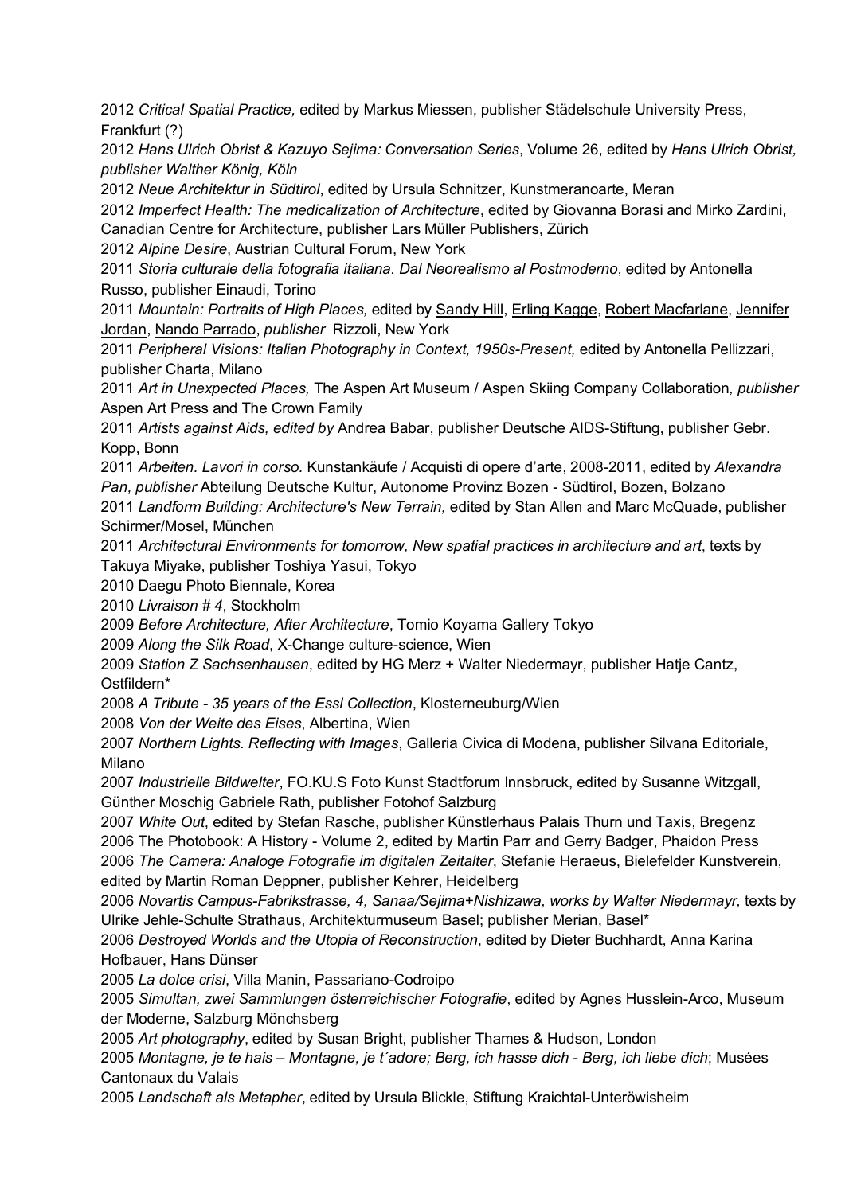2012 *Critical Spatial Practice,* edited by Markus Miessen, publisher Städelschule University Press, Frankfurt (?)

2012 *Hans Ulrich Obrist & Kazuyo Sejima: Conversation Series*, Volume 26, edited by *Hans Ulrich Obrist, publisher Walther König, Köln*

2012 *Neue Architektur in Südtirol*, edited by Ursula Schnitzer, Kunstmeranoarte, Meran

2012 *Imperfect Health: The medicalization of Architecture*, edited by Giovanna Borasi and Mirko Zardini, Canadian Centre for Architecture, publisher Lars Müller Publishers, Zürich

2012 *Alpine Desire*, Austrian Cultural Forum, New York

2011 *Storia culturale della fotografia italiana. Dal Neorealismo al Postmoderno*, edited by Antonella Russo, publisher Einaudi, Torino

2011 *Mountain: Portraits of High Places,* edited by Sandy Hill, Erling Kagge, Robert Macfarlane, Jennifer Jordan, Nando Parrado, *publisher* Rizzoli, New York

2011 *Peripheral Visions: Italian Photography in Context, 1950s-Present,* edited by Antonella Pellizzari, publisher Charta, Milano

2011 *Art in Unexpected Places,* The Aspen Art Museum / Aspen Skiing Company Collaboration*, publisher* Aspen Art Press and The Crown Family

2011 *Artists against Aids, edited by* Andrea Babar, publisher Deutsche AIDS-Stiftung, publisher Gebr. Kopp, Bonn

2011 *Arbeiten. Lavori in corso.* Kunstankäufe / Acquisti di opere d'arte, 2008-2011, edited by *Alexandra Pan, publisher* Abteilung Deutsche Kultur, Autonome Provinz Bozen - Südtirol, Bozen, Bolzano

2011 *Landform Building: Architecture's New Terrain,* edited by Stan Allen and Marc McQuade, publisher Schirmer/Mosel, München

2011 *Architectural Environments for tomorrow, New spatial practices in architecture and art*, texts by Takuya Miyake, publisher Toshiya Yasui, Tokyo

2010 Daegu Photo Biennale, Korea

2010 *Livraison # 4*, Stockholm

2009 *Before Architecture, After Architecture*, Tomio Koyama Gallery Tokyo

2009 *Along the Silk Road*, X-Change culture-science, Wien

2009 *Station Z Sachsenhausen*, edited by HG Merz + Walter Niedermayr, publisher Hatje Cantz, Ostfildern*

2008 *A Tribute - 35 years of the Essl Collection*, Klosterneuburg/Wien

2008 *Von der Weite des Eises*, Albertina, Wien

2007 *Northern Lights. Reflecting with Images*, Galleria Civica di Modena, publisher Silvana Editoriale, Milano

2007 *Industrielle Bildwelter*, FO.KU.S Foto Kunst Stadtforum Innsbruck, edited by Susanne Witzgall, Günther Moschig Gabriele Rath, publisher Fotohof Salzburg

2007 *White Out*, edited by Stefan Rasche, publisher Künstlerhaus Palais Thurn und Taxis, Bregenz

2006 The Photobook: A History - Volume 2, edited by Martin Parr and Gerry Badger, Phaidon Press

2006 *The Camera: Analoge Fotografie im digitalen Zeitalter*, Stefanie Heraeus, Bielefelder Kunstverein, edited by Martin Roman Deppner, publisher Kehrer, Heidelberg

2006 *Novartis Campus-Fabrikstrasse, 4, Sanaa/Sejima+Nishizawa, works by Walter Niedermayr,* texts by Ulrike Jehle-Schulte Strathaus, Architekturmuseum Basel; publisher Merian, Basel*

2006 *Destroyed Worlds and the Utopia of Reconstruction*, edited by Dieter Buchhardt, Anna Karina Hofbauer, Hans Dünser

2005 *La dolce crisi*, Villa Manin, Passariano-Codroipo

2005 *Simultan, zwei Sammlungen österreichischer Fotografie*, edited by Agnes Husslein-Arco, Museum der Moderne, Salzburg Mönchsberg

2005 *Art photography*, edited by Susan Bright, publisher Thames & Hudson, London

2005 *Montagne, je te hais – Montagne, je t´adore; Berg, ich hasse dich - Berg, ich liebe dich*; Musées Cantonaux du Valais

2005 *Landschaft als Metapher*, edited by Ursula Blickle, Stiftung Kraichtal-Unteröwisheim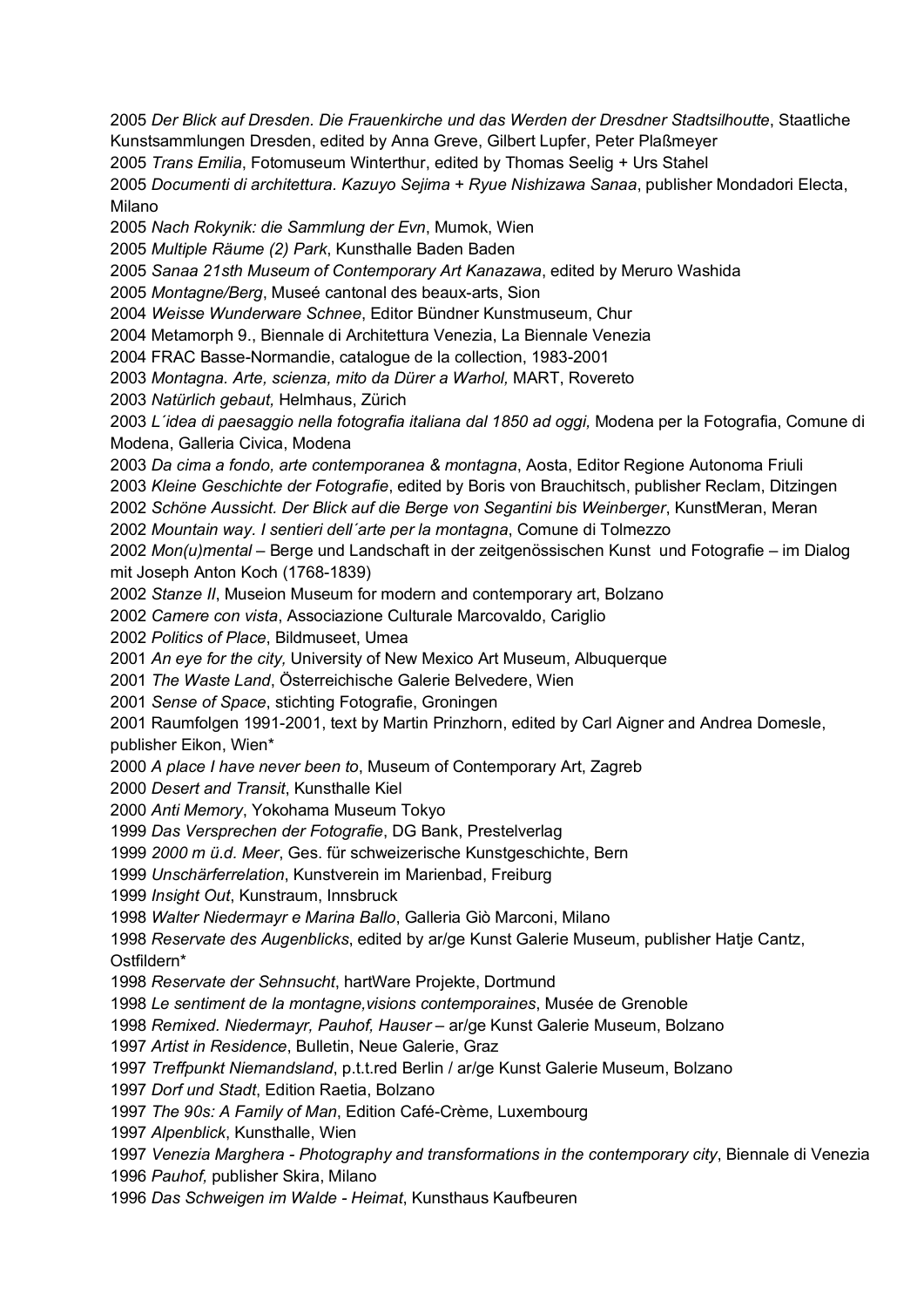2005 *Der Blick auf Dresden. Die Frauenkirche und das Werden der Dresdner Stadtsilhoutte*, Staatliche Kunstsammlungen Dresden, edited by Anna Greve, Gilbert Lupfer, Peter Plaßmeyer
2005 *Trans Emilia*, Fotomuseum Winterthur, edited by Thomas Seelig + Urs Stahel
2005 *Documenti di architettura. Kazuyo Sejima + Ryue Nishizawa Sanaa*, publisher Mondadori Electa, Milano
2005 *Nach Rokynik: die Sammlung der Evn*, Mumok, Wien
2005 *Multiple Räume (2) Park*, Kunsthalle Baden Baden
2005 *Sanaa 21sth Museum of Contemporary Art Kanazawa*, edited by Meruro Washida
2005 *Montagne/Berg*, Museé cantonal des beaux-arts, Sion
2004 *Weisse Wunderware Schnee*, Editor Bündner Kunstmuseum, Chur
2004 Metamorph 9., Biennale di Architettura Venezia, La Biennale Venezia
2004 FRAC Basse-Normandie, catalogue de la collection, 1983-2001
2003 *Montagna. Arte, scienza, mito da Dürer a Warhol,* MART, Rovereto
2003 *Natürlich gebaut,* Helmhaus, Zürich
2003 *L´idea di paesaggio nella fotografia italiana dal 1850 ad oggi,* Modena per la Fotografia, Comune di Modena, Galleria Civica, Modena
2003 *Da cima a fondo, arte contemporanea & montagna*, Aosta, Editor Regione Autonoma Friuli
2003 *Kleine Geschichte der Fotografie*, edited by Boris von Brauchitsch, publisher Reclam, Ditzingen
2002 *Schöne Aussicht. Der Blick auf die Berge von Segantini bis Weinberger*, KunstMeran, Meran
2002 *Mountain way. I sentieri dell´arte per la montagna*, Comune di Tolmezzo
2002 *Mon(u)mental* – Berge und Landschaft in der zeitgenössischen Kunst und Fotografie – im Dialog mit Joseph Anton Koch (1768-1839)
2002 *Stanze II*, Museion Museum for modern and contemporary art, Bolzano
2002 *Camere con vista*, Associazione Culturale Marcovaldo, Cariglio
2002 *Politics of Place*, Bildmuseet, Umea
2001 *An eye for the city,* University of New Mexico Art Museum, Albuquerque
2001 *The Waste Land*, Österreichische Galerie Belvedere, Wien
2001 *Sense of Space*, stichting Fotografie, Groningen
2001 Raumfolgen 1991-2001, text by Martin Prinzhorn, edited by Carl Aigner and Andrea Domesle, publisher Eikon, Wien*
2000 *A place I have never been to*, Museum of Contemporary Art, Zagreb
2000 *Desert and Transit*, Kunsthalle Kiel
2000 *Anti Memory*, Yokohama Museum Tokyo
1999 *Das Versprechen der Fotografie*, DG Bank, Prestelverlag
1999 *2000 m ü.d. Meer*, Ges. für schweizerische Kunstgeschichte, Bern
1999 *Unschärferelation*, Kunstverein im Marienbad, Freiburg
1999 *Insight Out*, Kunstraum, Innsbruck
1998 *Walter Niedermayr e Marina Ballo*, Galleria Giò Marconi, Milano
1998 *Reservate des Augenblicks*, edited by ar/ge Kunst Galerie Museum, publisher Hatje Cantz, Ostfildern*
1998 *Reservate der Sehnsucht*, hartWare Projekte, Dortmund
1998 *Le sentiment de la montagne,visions contemporaines*, Musée de Grenoble
1998 *Remixed. Niedermayr, Pauhof, Hauser* – ar/ge Kunst Galerie Museum, Bolzano
1997 *Artist in Residence*, Bulletin, Neue Galerie, Graz
1997 *Treffpunkt Niemandsland*, p.t.t.red Berlin / ar/ge Kunst Galerie Museum, Bolzano
1997 *Dorf und Stadt*, Edition Raetia, Bolzano
1997 *The 90s: A Family of Man*, Edition Café-Crème, Luxembourg
1997 *Alpenblick*, Kunsthalle, Wien
1997 *Venezia Marghera - Photography and transformations in the contemporary city*, Biennale di Venezia
1996 *Pauhof,* publisher Skira, Milano
1996 *Das Schweigen im Walde - Heimat*, Kunsthaus Kaufbeuren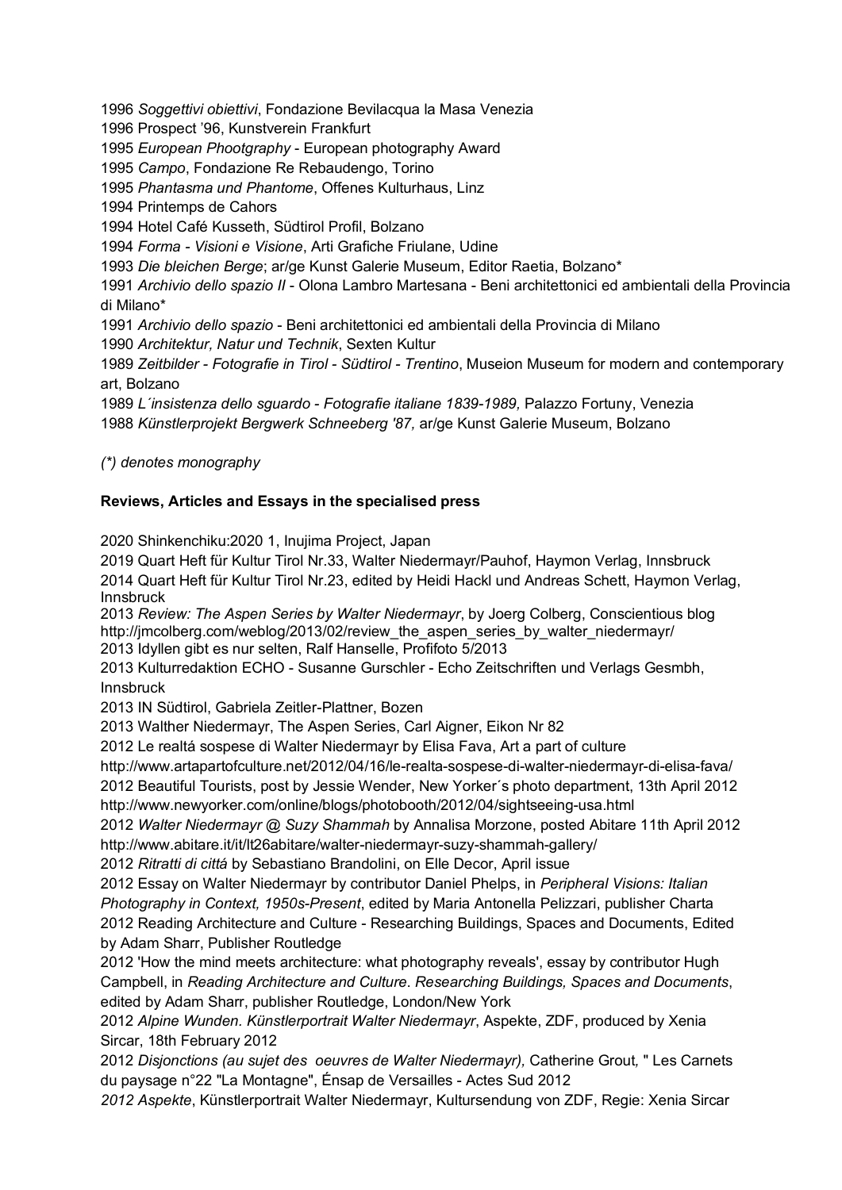1996 *Soggettivi obiettivi*, Fondazione Bevilacqua la Masa Venezia
1996 Prospect '96, Kunstverein Frankfurt
1995 *European Phootgraphy* - European photography Award
1995 *Campo*, Fondazione Re Rebaudengo, Torino
1995 *Phantasma und Phantome*, Offenes Kulturhaus, Linz
1994 Printemps de Cahors
1994 Hotel Café Kusseth, Südtirol Profil, Bolzano
1994 *Forma - Visioni e Visione*, Arti Grafiche Friulane, Udine
1993 *Die bleichen Berge*; ar/ge Kunst Galerie Museum, Editor Raetia, Bolzano*
1991 *Archivio dello spazio II* - Olona Lambro Martesana - Beni architettonici ed ambientali della Provincia di Milano*
1991 *Archivio dello spazio* - Beni architettonici ed ambientali della Provincia di Milano
1990 *Architektur, Natur und Technik*, Sexten Kultur
1989 *Zeitbilder - Fotografie in Tirol - Südtirol - Trentino*, Museion Museum for modern and contemporary art, Bolzano
1989 *L´insistenza dello sguardo - Fotografie italiane 1839-1989,* Palazzo Fortuny, Venezia
1988 *Künstlerprojekt Bergwerk Schneeberg '87,* ar/ge Kunst Galerie Museum, Bolzano

*(*) denotes monography*

**Reviews, Articles and Essays in the specialised press**

2020 Shinkenchiku:2020 1, Inujima Project, Japan
2019 Quart Heft für Kultur Tirol Nr.33, Walter Niedermayr/Pauhof, Haymon Verlag, Innsbruck
2014 Quart Heft für Kultur Tirol Nr.23, edited by Heidi Hackl und Andreas Schett, Haymon Verlag, Innsbruck
2013 *Review: The Aspen Series by Walter Niedermayr*, by Joerg Colberg, Conscientious blog http://jmcolberg.com/weblog/2013/02/review_the_aspen_series_by_walter_niedermayr/
2013 Idyllen gibt es nur selten, Ralf Hanselle, Profifoto 5/2013
2013 Kulturredaktion ECHO - Susanne Gurschler - Echo Zeitschriften und Verlags Gesmbh, Innsbruck
2013 IN Südtirol, Gabriela Zeitler-Plattner, Bozen
2013 Walther Niedermayr, The Aspen Series, Carl Aigner, Eikon Nr 82
2012 Le realtá sospese di Walter Niedermayr by Elisa Fava, Art a part of culture http://www.artapartofculture.net/2012/04/16/le-realta-sospese-di-walter-niedermayr-di-elisa-fava/
2012 Beautiful Tourists, post by Jessie Wender, New Yorker´s photo department, 13th April 2012 http://www.newyorker.com/online/blogs/photobooth/2012/04/sightseeing-usa.html
2012 *Walter Niedermayr @ Suzy Shammah* by Annalisa Morzone, posted Abitare 11th April 2012 http://www.abitare.it/it/lt26abitare/walter-niedermayr-suzy-shammah-gallery/
2012 *Ritratti di cittá* by Sebastiano Brandolini, on Elle Decor, April issue
2012 Essay on Walter Niedermayr by contributor Daniel Phelps, in *Peripheral Visions: Italian Photography in Context, 1950s-Present*, edited by Maria Antonella Pelizzari, publisher Charta
2012 Reading Architecture and Culture - Researching Buildings, Spaces and Documents, Edited by Adam Sharr, Publisher Routledge
2012 'How the mind meets architecture: what photography reveals', essay by contributor Hugh Campbell, in *Reading Architecture and Culture. Researching Buildings, Spaces and Documents*, edited by Adam Sharr, publisher Routledge, London/New York
2012 *Alpine Wunden. Künstlerportrait Walter Niedermayr*, Aspekte, ZDF, produced by Xenia Sircar, 18th February 2012
2012 *Disjonctions (au sujet des oeuvres de Walter Niedermayr),* Catherine Grout*,* " Les Carnets du paysage n°22 "La Montagne", Énsap de Versailles - Actes Sud 2012
*2012 Aspekte*, Künstlerportrait Walter Niedermayr, Kultursendung von ZDF, Regie: Xenia Sircar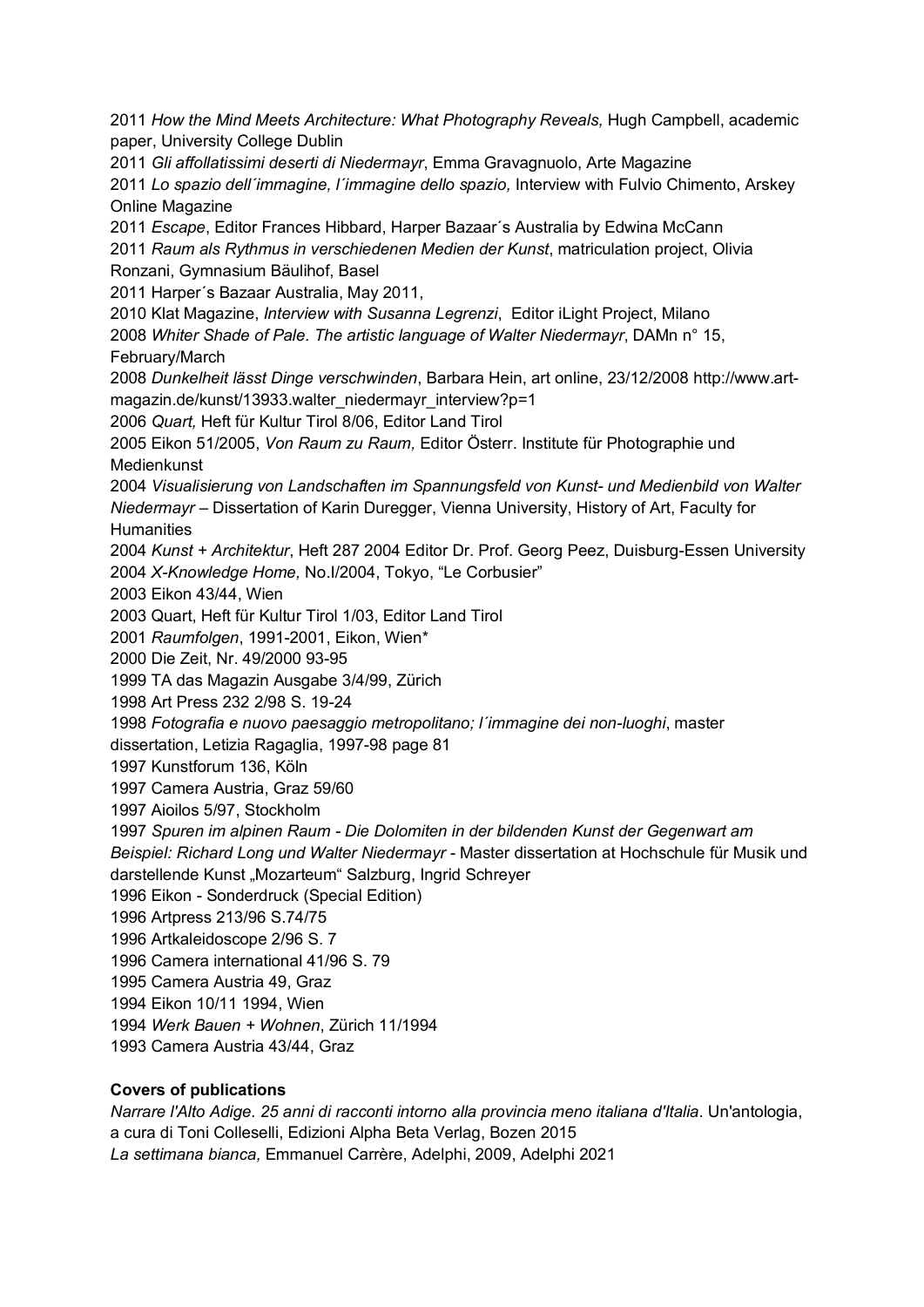2011 *How the Mind Meets Architecture: What Photography Reveals,* Hugh Campbell, academic paper, University College Dublin
2011 *Gli affollatissimi deserti di Niedermayr*, Emma Gravagnuolo, Arte Magazine
2011 *Lo spazio dell´immagine, l´immagine dello spazio,* Interview with Fulvio Chimento, Arskey Online Magazine
2011 *Escape*, Editor Frances Hibbard, Harper Bazaar´s Australia by Edwina McCann
2011 *Raum als Rythmus in verschiedenen Medien der Kunst*, matriculation project, Olivia Ronzani, Gymnasium Bäulihof, Basel
2011 Harper´s Bazaar Australia, May 2011,
2010 Klat Magazine, *Interview with Susanna Legrenzi*, Editor iLight Project, Milano
2008 *Whiter Shade of Pale. The artistic language of Walter Niedermayr*, DAMn n° 15, February/March
2008 *Dunkelheit lässt Dinge verschwinden*, Barbara Hein, art online, 23/12/2008 http://www.art-magazin.de/kunst/13933.walter_niedermayr_interview?p=1
2006 *Quart,* Heft für Kultur Tirol 8/06, Editor Land Tirol
2005 Eikon 51/2005, *Von Raum zu Raum,* Editor Österr. Institute für Photographie und Medienkunst
2004 *Visualisierung von Landschaften im Spannungsfeld von Kunst- und Medienbild von Walter Niedermayr* – Dissertation of Karin Duregger, Vienna University, History of Art, Faculty for Humanities
2004 *Kunst + Architektur*, Heft 287 2004 Editor Dr. Prof. Georg Peez, Duisburg-Essen University
2004 *X-Knowledge Home,* No.I/2004, Tokyo, "Le Corbusier"
2003 Eikon 43/44, Wien
2003 Quart, Heft für Kultur Tirol 1/03, Editor Land Tirol
2001 *Raumfolgen*, 1991-2001, Eikon, Wien*
2000 Die Zeit, Nr. 49/2000 93-95
1999 TA das Magazin Ausgabe 3/4/99, Zürich
1998 Art Press 232 2/98 S. 19-24
1998 *Fotografia e nuovo paesaggio metropolitano; l´immagine dei non-luoghi*, master dissertation, Letizia Ragaglia, 1997-98 page 81
1997 Kunstforum 136, Köln
1997 Camera Austria, Graz 59/60
1997 Aioilos 5/97, Stockholm
1997 *Spuren im alpinen Raum - Die Dolomiten in der bildenden Kunst der Gegenwart am Beispiel: Richard Long und Walter Niedermayr* - Master dissertation at Hochschule für Musik und darstellende Kunst „Mozarteum" Salzburg, Ingrid Schreyer
1996 Eikon - Sonderdruck (Special Edition)
1996 Artpress 213/96 S.74/75
1996 Artkaleidoscope 2/96 S. 7
1996 Camera international 41/96 S. 79
1995 Camera Austria 49, Graz
1994 Eikon 10/11 1994, Wien
1994 *Werk Bauen + Wohnen*, Zürich 11/1994
1993 Camera Austria 43/44, Graz

**Covers of publications**

*Narrare l'Alto Adige. 25 anni di racconti intorno alla provincia meno italiana d'Italia*. Un'antologia, a cura di Toni Colleselli, Edizioni Alpha Beta Verlag, Bozen 2015
*La settimana bianca,* Emmanuel Carrère, Adelphi, 2009, Adelphi 2021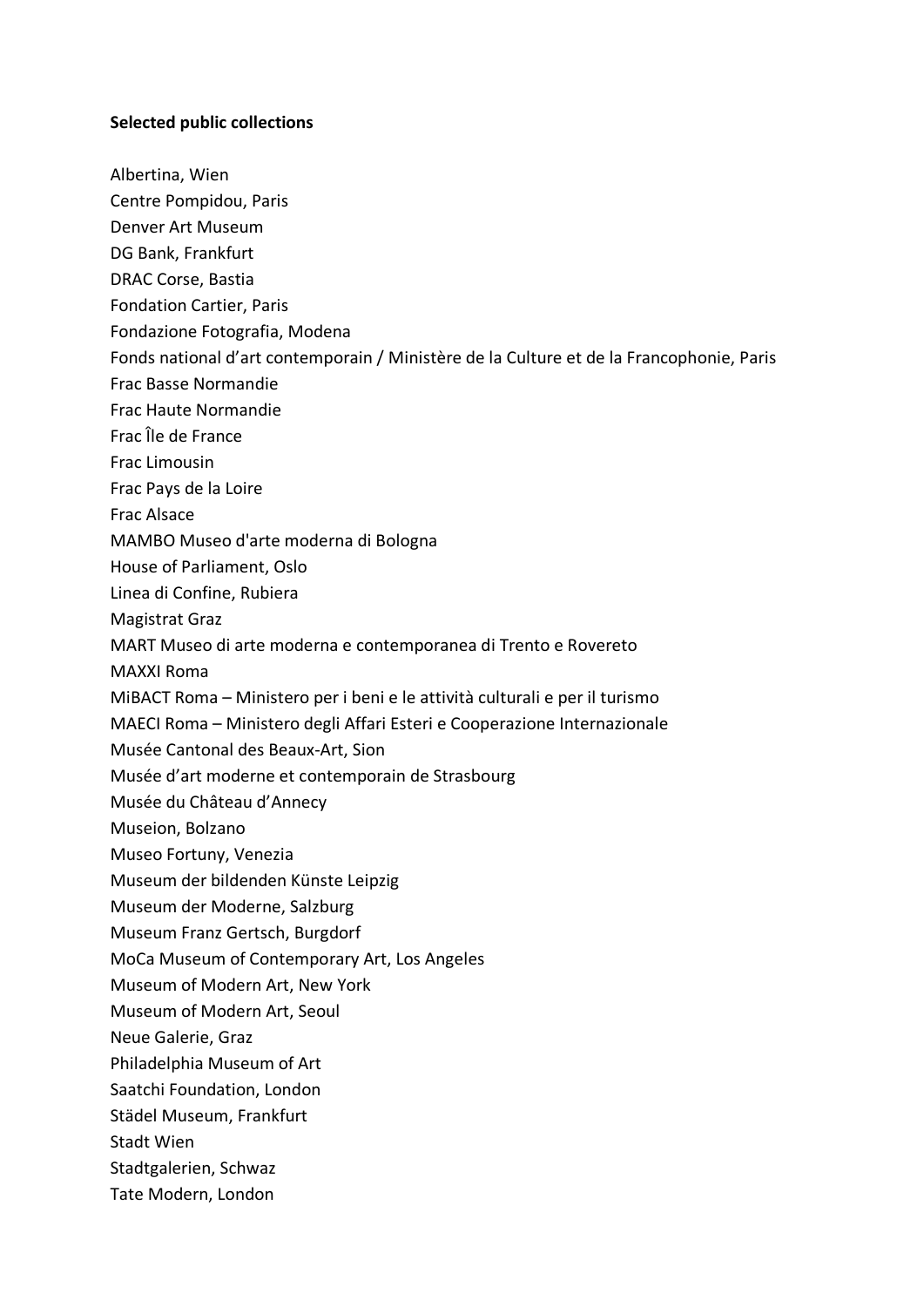**Selected public collections**

Albertina, Wien
Centre Pompidou, Paris
Denver Art Museum
DG Bank, Frankfurt
DRAC Corse, Bastia
Fondation Cartier, Paris
Fondazione Fotografia, Modena
Fonds national d'art contemporain / Ministère de la Culture et de la Francophonie, Paris
Frac Basse Normandie
Frac Haute Normandie
Frac Île de France
Frac Limousin
Frac Pays de la Loire
Frac Alsace
MAMBO Museo d'arte moderna di Bologna
House of Parliament, Oslo
Linea di Confine, Rubiera
Magistrat Graz
MART Museo di arte moderna e contemporanea di Trento e Rovereto
MAXXI Roma
MiBACT Roma – Ministero per i beni e le attività culturali e per il turismo
MAECI Roma – Ministero degli Affari Esteri e Cooperazione Internazionale
Musée Cantonal des Beaux-Art, Sion
Musée d'art moderne et contemporain de Strasbourg
Musée du Château d'Annecy
Museion, Bolzano
Museo Fortuny, Venezia
Museum der bildenden Künste Leipzig
Museum der Moderne, Salzburg
Museum Franz Gertsch, Burgdorf
MoCa Museum of Contemporary Art, Los Angeles
Museum of Modern Art, New York
Museum of Modern Art, Seoul
Neue Galerie, Graz
Philadelphia Museum of Art
Saatchi Foundation, London
Städel Museum, Frankfurt
Stadt Wien
Stadtgalerien, Schwaz
Tate Modern, London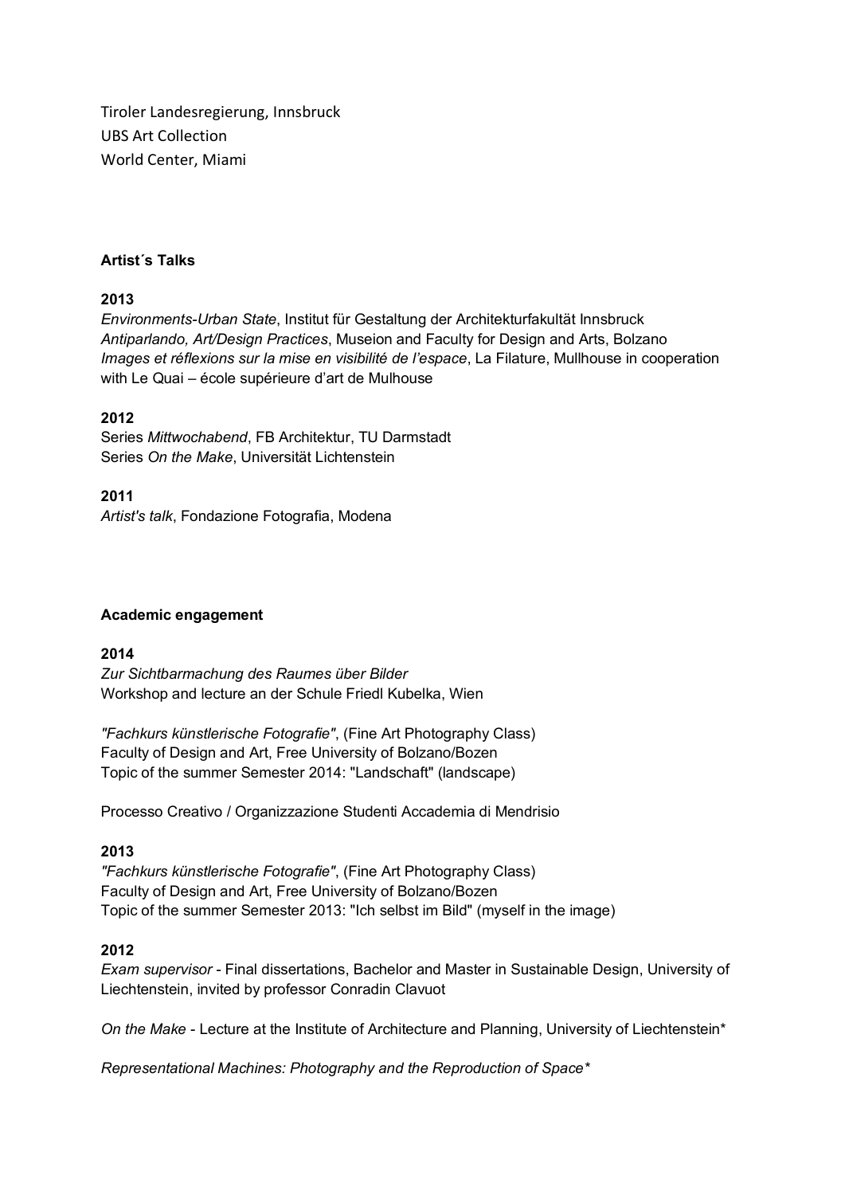Tiroler Landesregierung, Innsbruck
UBS Art Collection
World Center, Miami

**Artist´s Talks**

**2013**
*Environments-Urban State*, Institut für Gestaltung der Architekturfakultät Innsbruck
*Antiparlando, Art/Design Practices*, Museion and Faculty for Design and Arts, Bolzano
*Images et réflexions sur la mise en visibilité de l'espace*, La Filature, Mullhouse in cooperation with Le Quai – école supérieure d'art de Mulhouse

**2012**
Series *Mittwochabend*, FB Architektur, TU Darmstadt
Series *On the Make*, Universität Lichtenstein

**2011**
*Artist's talk*, Fondazione Fotografia, Modena

**Academic engagement**

**2014**
*Zur Sichtbarmachung des Raumes über Bilder*
Workshop and lecture an der Schule Friedl Kubelka, Wien

*"Fachkurs künstlerische Fotografie"*, (Fine Art Photography Class)
Faculty of Design and Art, Free University of Bolzano/Bozen
Topic of the summer Semester 2014: "Landschaft" (landscape)

Processo Creativo / Organizzazione Studenti Accademia di Mendrisio

**2013**
*"Fachkurs künstlerische Fotografie"*, (Fine Art Photography Class)
Faculty of Design and Art, Free University of Bolzano/Bozen
Topic of the summer Semester 2013: "Ich selbst im Bild" (myself in the image)

**2012**
*Exam supervisor* - Final dissertations, Bachelor and Master in Sustainable Design, University of Liechtenstein, invited by professor Conradin Clavuot

*On the Make* - Lecture at the Institute of Architecture and Planning, University of Liechtenstein*

*Representational Machines: Photography and the Reproduction of Space**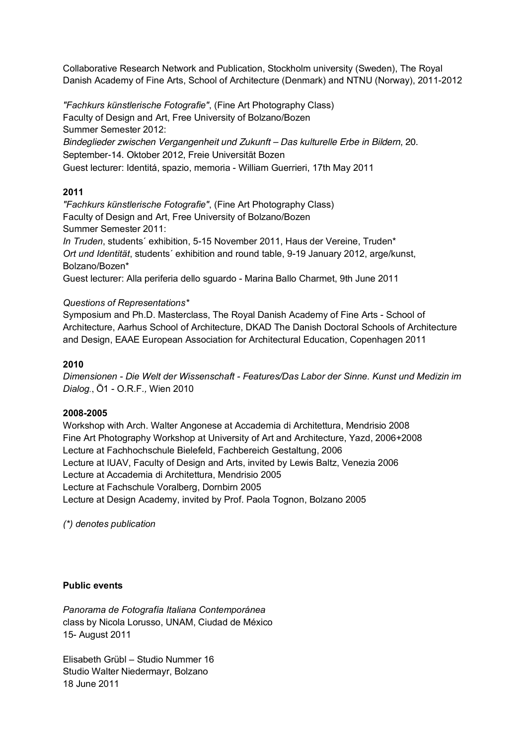Collaborative Research Network and Publication, Stockholm university (Sweden), The Royal Danish Academy of Fine Arts, School of Architecture (Denmark) and NTNU (Norway), 2011-2012

*"Fachkurs künstlerische Fotografie"*, (Fine Art Photography Class)
Faculty of Design and Art, Free University of Bolzano/Bozen
Summer Semester 2012:
*Bindeglieder zwischen Vergangenheit und Zukunft – Das kulturelle Erbe in Bildern*, 20. September-14. Oktober 2012, Freie Universität Bozen
Guest lecturer: Identitá, spazio, memoria - William Guerrieri, 17th May 2011

**2011**

*"Fachkurs künstlerische Fotografie"*, (Fine Art Photography Class)
Faculty of Design and Art, Free University of Bolzano/Bozen
Summer Semester 2011:
*In Truden*, students´ exhibition, 5-15 November 2011, Haus der Vereine, Truden*
*Ort und Identität*, students´ exhibition and round table, 9-19 January 2012, arge/kunst, Bolzano/Bozen*
Guest lecturer: Alla periferia dello sguardo - Marina Ballo Charmet, 9th June 2011

*Questions of Representations**
Symposium and Ph.D. Masterclass, The Royal Danish Academy of Fine Arts - School of Architecture, Aarhus School of Architecture, DKAD The Danish Doctoral Schools of Architecture and Design, EAAE European Association for Architectural Education, Copenhagen 2011

**2010**

*Dimensionen - Die Welt der Wissenschaft - Features/Das Labor der Sinne. Kunst und Medizin im Dialog.*, Ö1 - O.R.F., Wien 2010

**2008-2005**

Workshop with Arch. Walter Angonese at Accademia di Architettura, Mendrisio 2008
Fine Art Photography Workshop at University of Art and Architecture, Yazd, 2006+2008
Lecture at Fachhochschule Bielefeld, Fachbereich Gestaltung, 2006
Lecture at IUAV, Faculty of Design and Arts, invited by Lewis Baltz, Venezia 2006
Lecture at Accademia di Architettura, Mendrisio 2005
Lecture at Fachschule Voralberg, Dornbirn 2005
Lecture at Design Academy, invited by Prof. Paola Tognon, Bolzano 2005

*(*) denotes publication*

**Public events**

*Panorama de Fotografía Italiana Contemporánea*
class by Nicola Lorusso, UNAM, Ciudad de México
15- August 2011

Elisabeth Grübl – Studio Nummer 16
Studio Walter Niedermayr, Bolzano
18 June 2011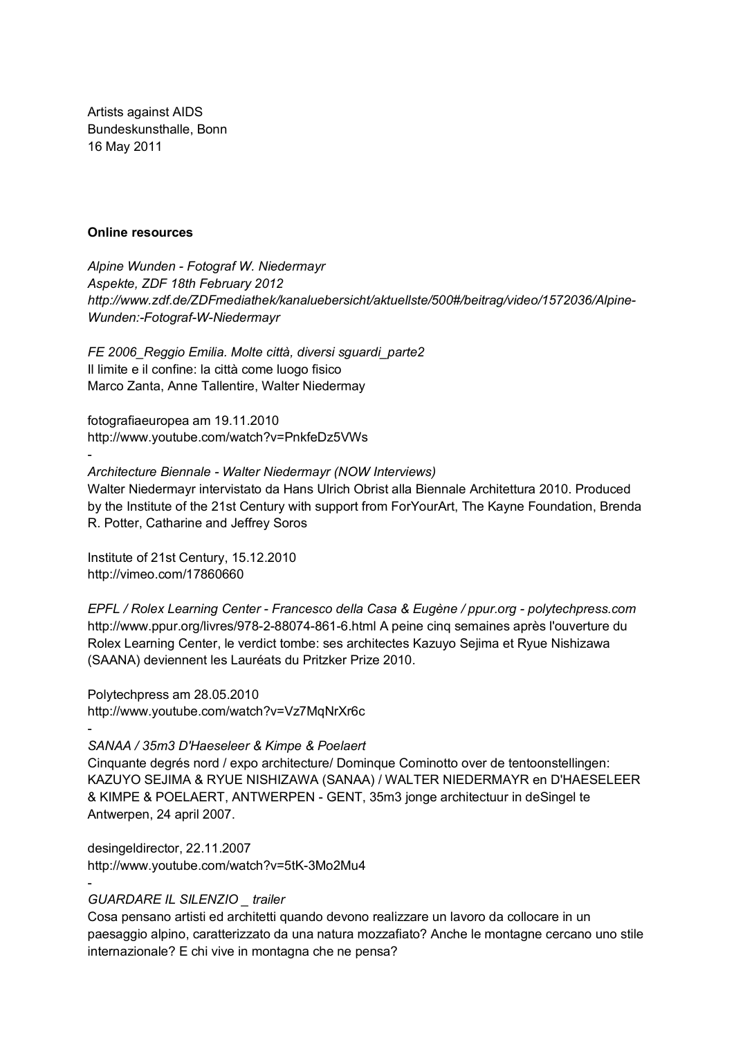Artists against AIDS
Bundeskunsthalle, Bonn
16 May 2011

**Online resources**

*Alpine Wunden - Fotograf W. Niedermayr*
*Aspekte, ZDF 18th February 2012*
*http://www.zdf.de/ZDFmediathek/kanaluebersicht/aktuellste/500#/beitrag/video/1572036/Alpine-Wunden:-Fotograf-W-Niedermayr*

*FE 2006_Reggio Emilia. Molte città, diversi sguardi_parte2*
Il limite e il confine: la città come luogo fisico
Marco Zanta, Anne Tallentire, Walter Niedermay

fotografiaeuropea am 19.11.2010
http://www.youtube.com/watch?v=PnkfeDz5VWs
-
*Architecture Biennale - Walter Niedermayr (NOW Interviews)*
Walter Niedermayr intervistato da Hans Ulrich Obrist alla Biennale Architettura 2010. Produced by the Institute of the 21st Century with support from ForYourArt, The Kayne Foundation, Brenda R. Potter, Catharine and Jeffrey Soros

Institute of 21st Century, 15.12.2010
http://vimeo.com/17860660

*EPFL / Rolex Learning Center - Francesco della Casa & Eugène / ppur.org - polytechpress.com*
http://www.ppur.org/livres/978-2-88074-861-6.html A peine cinq semaines après l'ouverture du Rolex Learning Center, le verdict tombe: ses architectes Kazuyo Sejima et Ryue Nishizawa (SAANA) deviennent les Lauréats du Pritzker Prize 2010.

Polytechpress am 28.05.2010
http://www.youtube.com/watch?v=Vz7MqNrXr6c
-
*SANAA / 35m3 D'Haeseleer & Kimpe & Poelaert*
Cinquante degrés nord / expo architecture/ Dominque Cominotto over de tentoonstellingen: KAZUYO SEJIMA & RYUE NISHIZAWA (SANAA) / WALTER NIEDERMAYR en D'HAESELEER & KIMPE & POELAERT, ANTWERPEN - GENT, 35m3 jonge architectuur in deSingel te Antwerpen, 24 april 2007.

desingeldirector, 22.11.2007
http://www.youtube.com/watch?v=5tK-3Mo2Mu4
-
*GUARDARE IL SILENZIO _ trailer*
Cosa pensano artisti ed architetti quando devono realizzare un lavoro da collocare in un paesaggio alpino, caratterizzato da una natura mozzafiato? Anche le montagne cercano uno stile internazionale? E chi vive in montagna che ne pensa?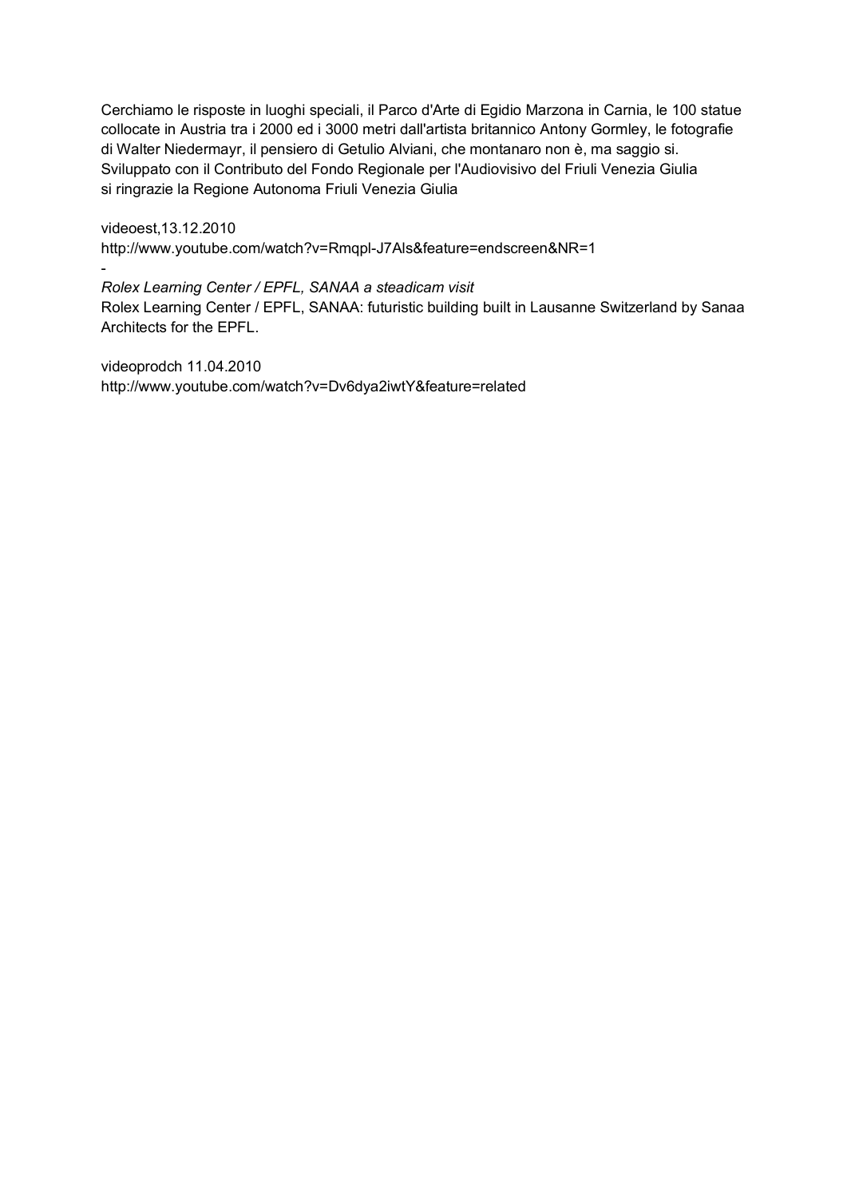Cerchiamo le risposte in luoghi speciali, il Parco d'Arte di Egidio Marzona in Carnia, le 100 statue collocate in Austria tra i 2000 ed i 3000 metri dall'artista britannico Antony Gormley, le fotografie di Walter Niedermayr, il pensiero di Getulio Alviani, che montanaro non è, ma saggio si.
Sviluppato con il Contributo del Fondo Regionale per l'Audiovisivo del Friuli Venezia Giulia
si ringrazie la Regione Autonoma Friuli Venezia Giulia

videoest,13.12.2010
http://www.youtube.com/watch?v=Rmqpl-J7Als&feature=endscreen&NR=1

-

*Rolex Learning Center / EPFL, SANAA a steadicam visit*
Rolex Learning Center / EPFL, SANAA: futuristic building built in Lausanne Switzerland by Sanaa Architects for the EPFL.

videoprodch 11.04.2010
http://www.youtube.com/watch?v=Dv6dya2iwtY&feature=related